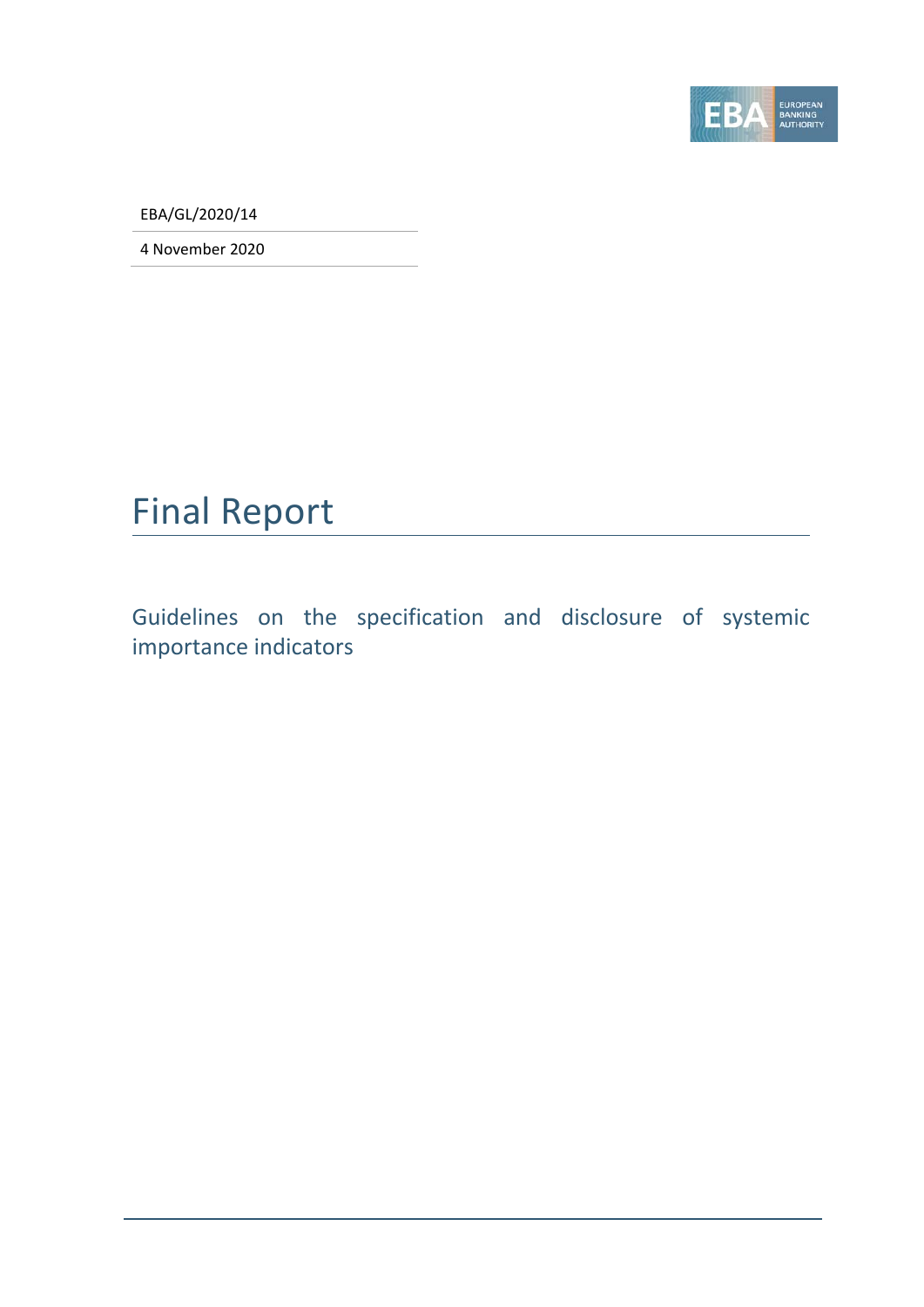EBA/GL/2020/14

4 November 2020

# Final Report

## Guidelines on the specification and disclosure of systemic importance indicators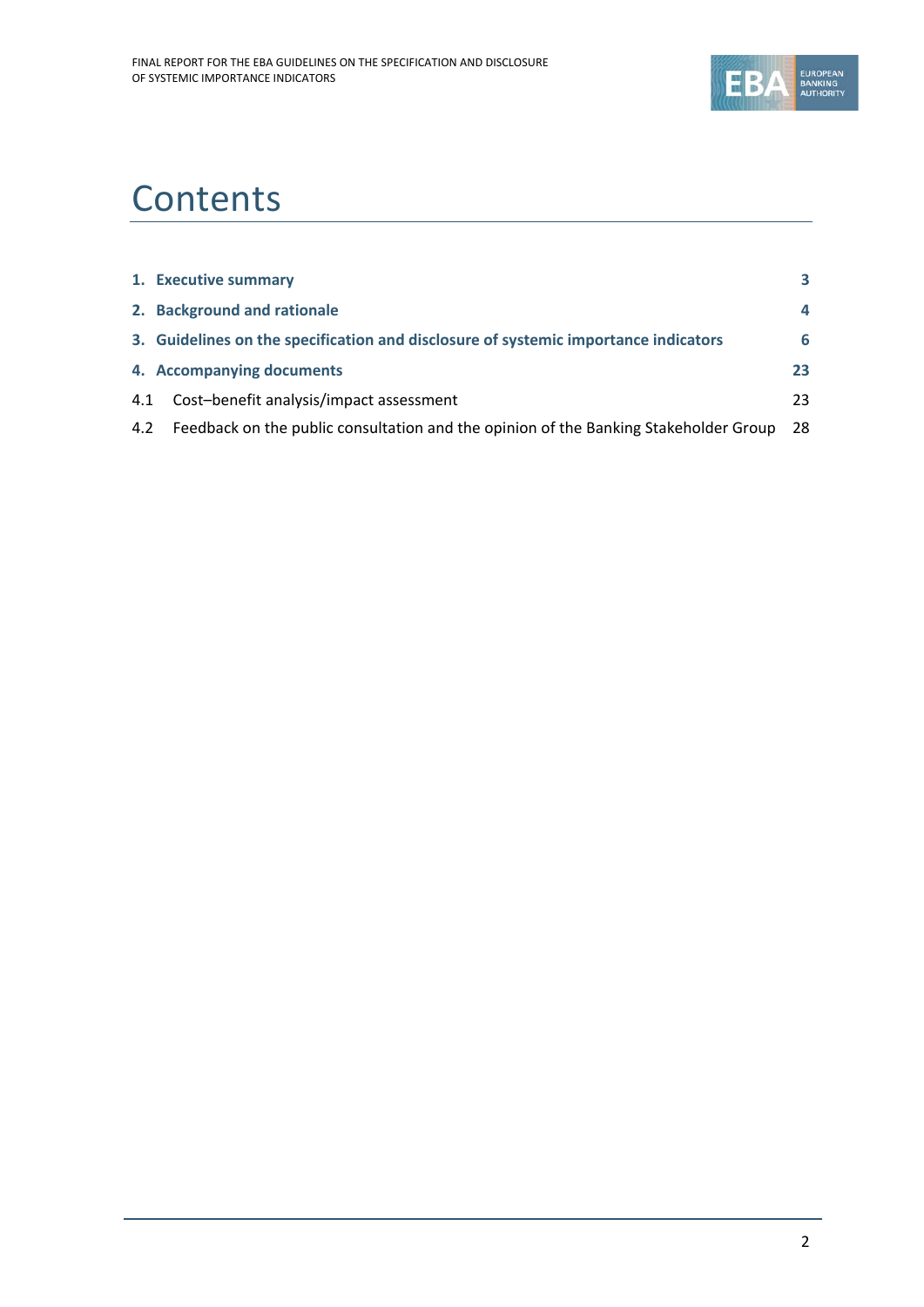# Contents

| | |
|---|---|
| **1. Executive summary** | **3** |
| **2. Background and rationale** | **4** |
| **3. Guidelines on the specification and disclosure of systemic importance indicators** | **6** |
| **4. Accompanying documents** | **23** |
| 4.1 Cost–benefit analysis/impact assessment | 23 |
| 4.2 Feedback on the public consultation and the opinion of the Banking Stakeholder Group | 28 |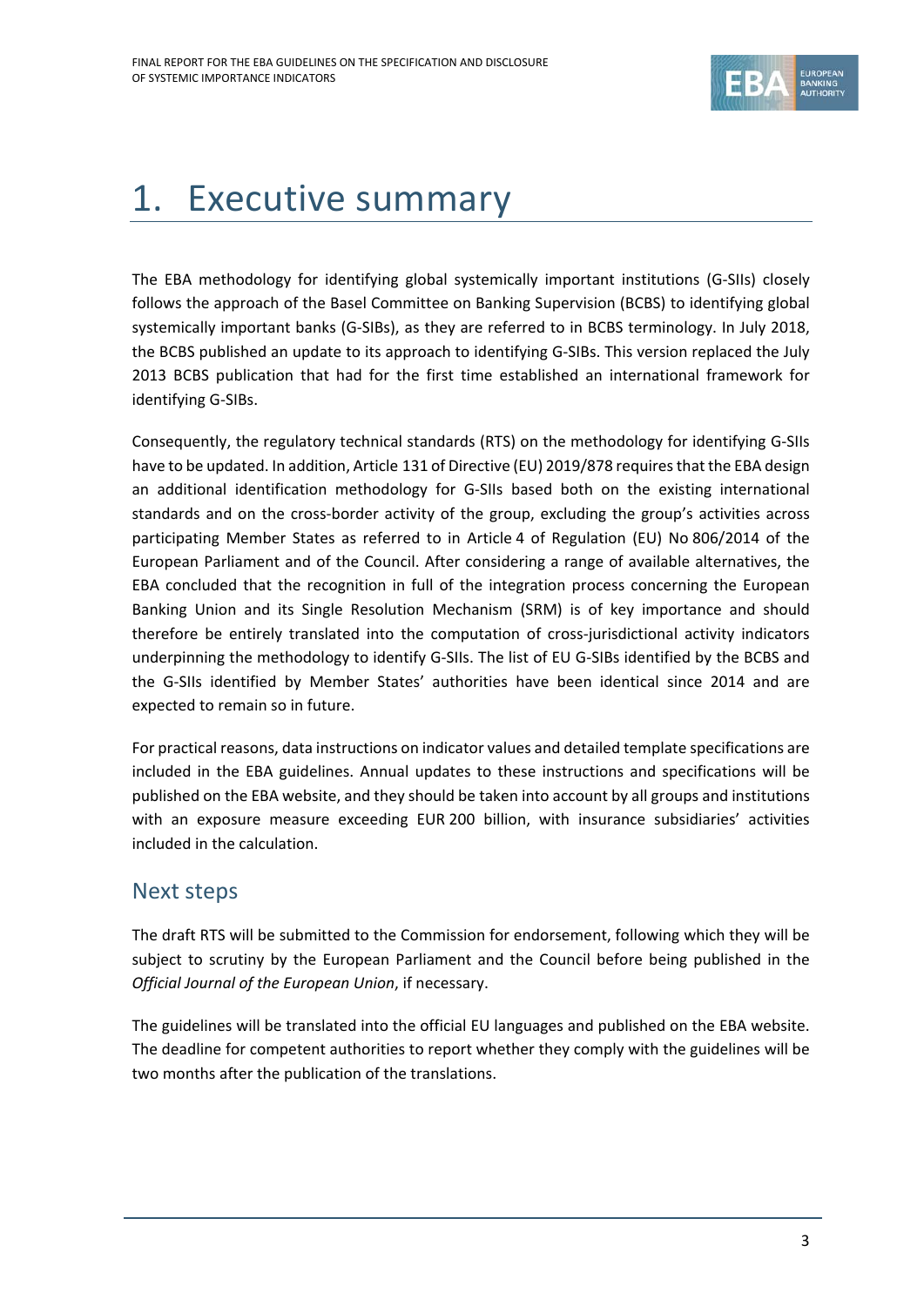# 1. Executive summary

The EBA methodology for identifying global systemically important institutions (G-SIIs) closely follows the approach of the Basel Committee on Banking Supervision (BCBS) to identifying global systemically important banks (G-SIBs), as they are referred to in BCBS terminology. In July 2018, the BCBS published an update to its approach to identifying G-SIBs. This version replaced the July 2013 BCBS publication that had for the first time established an international framework for identifying G-SIBs.

Consequently, the regulatory technical standards (RTS) on the methodology for identifying G-SIIs have to be updated. In addition, Article 131 of Directive (EU) 2019/878 requires that the EBA design an additional identification methodology for G-SIIs based both on the existing international standards and on the cross-border activity of the group, excluding the group's activities across participating Member States as referred to in Article 4 of Regulation (EU) No 806/2014 of the European Parliament and of the Council. After considering a range of available alternatives, the EBA concluded that the recognition in full of the integration process concerning the European Banking Union and its Single Resolution Mechanism (SRM) is of key importance and should therefore be entirely translated into the computation of cross-jurisdictional activity indicators underpinning the methodology to identify G-SIIs. The list of EU G-SIBs identified by the BCBS and the G-SIIs identified by Member States' authorities have been identical since 2014 and are expected to remain so in future.

For practical reasons, data instructions on indicator values and detailed template specifications are included in the EBA guidelines. Annual updates to these instructions and specifications will be published on the EBA website, and they should be taken into account by all groups and institutions with an exposure measure exceeding EUR 200 billion, with insurance subsidiaries' activities included in the calculation.

## Next steps

The draft RTS will be submitted to the Commission for endorsement, following which they will be subject to scrutiny by the European Parliament and the Council before being published in the *Official Journal of the European Union*, if necessary.

The guidelines will be translated into the official EU languages and published on the EBA website. The deadline for competent authorities to report whether they comply with the guidelines will be two months after the publication of the translations.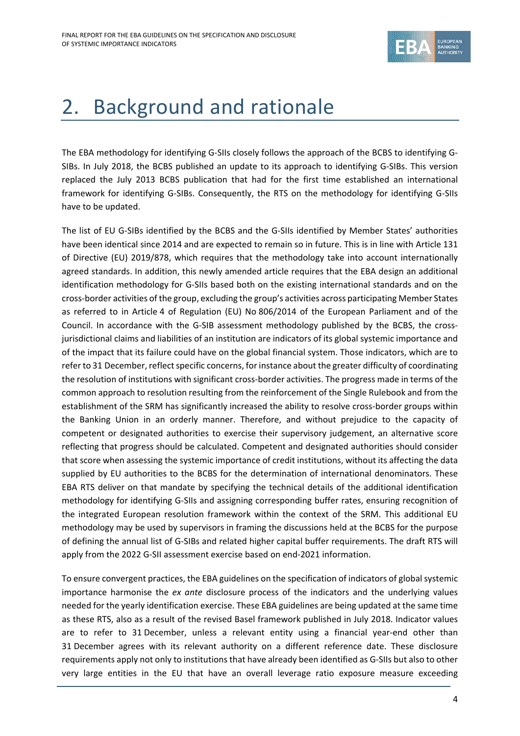# 2. Background and rationale

The EBA methodology for identifying G-SIIs closely follows the approach of the BCBS to identifying G-SIBs. In July 2018, the BCBS published an update to its approach to identifying G-SIBs. This version replaced the July 2013 BCBS publication that had for the first time established an international framework for identifying G-SIBs. Consequently, the RTS on the methodology for identifying G-SIIs have to be updated.

The list of EU G-SIBs identified by the BCBS and the G-SIIs identified by Member States' authorities have been identical since 2014 and are expected to remain so in future. This is in line with Article 131 of Directive (EU) 2019/878, which requires that the methodology take into account internationally agreed standards. In addition, this newly amended article requires that the EBA design an additional identification methodology for G-SIIs based both on the existing international standards and on the cross-border activities of the group, excluding the group's activities across participating Member States as referred to in Article 4 of Regulation (EU) No 806/2014 of the European Parliament and of the Council. In accordance with the G-SIB assessment methodology published by the BCBS, the cross-jurisdictional claims and liabilities of an institution are indicators of its global systemic importance and of the impact that its failure could have on the global financial system. Those indicators, which are to refer to 31 December, reflect specific concerns, for instance about the greater difficulty of coordinating the resolution of institutions with significant cross-border activities. The progress made in terms of the common approach to resolution resulting from the reinforcement of the Single Rulebook and from the establishment of the SRM has significantly increased the ability to resolve cross-border groups within the Banking Union in an orderly manner. Therefore, and without prejudice to the capacity of competent or designated authorities to exercise their supervisory judgement, an alternative score reflecting that progress should be calculated. Competent and designated authorities should consider that score when assessing the systemic importance of credit institutions, without its affecting the data supplied by EU authorities to the BCBS for the determination of international denominators. These EBA RTS deliver on that mandate by specifying the technical details of the additional identification methodology for identifying G-SIIs and assigning corresponding buffer rates, ensuring recognition of the integrated European resolution framework within the context of the SRM. This additional EU methodology may be used by supervisors in framing the discussions held at the BCBS for the purpose of defining the annual list of G-SIBs and related higher capital buffer requirements. The draft RTS will apply from the 2022 G-SII assessment exercise based on end-2021 information.

To ensure convergent practices, the EBA guidelines on the specification of indicators of global systemic importance harmonise the *ex ante* disclosure process of the indicators and the underlying values needed for the yearly identification exercise. These EBA guidelines are being updated at the same time as these RTS, also as a result of the revised Basel framework published in July 2018. Indicator values are to refer to 31 December, unless a relevant entity using a financial year-end other than 31 December agrees with its relevant authority on a different reference date. These disclosure requirements apply not only to institutions that have already been identified as G-SIIs but also to other very large entities in the EU that have an overall leverage ratio exposure measure exceeding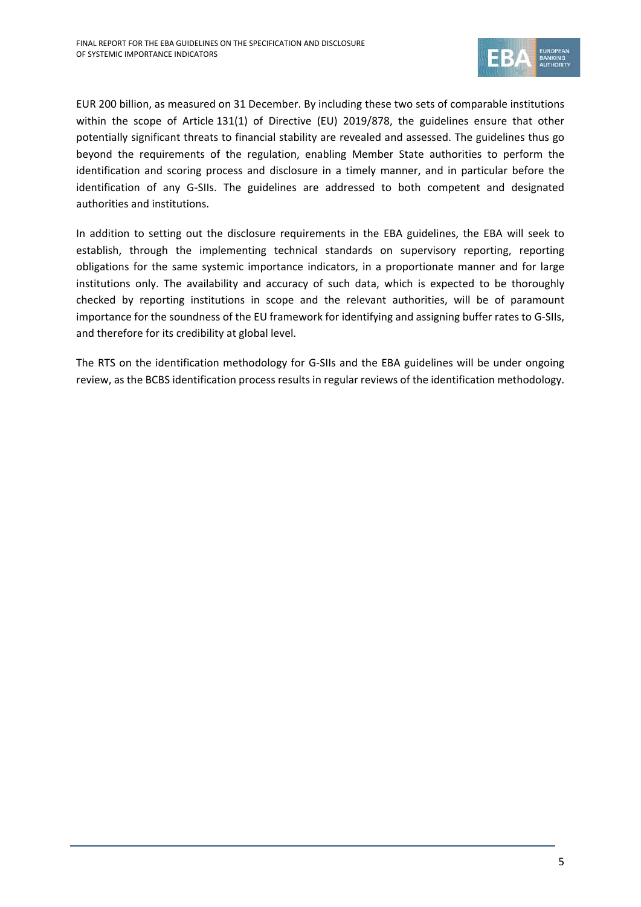EUR 200 billion, as measured on 31 December. By including these two sets of comparable institutions within the scope of Article 131(1) of Directive (EU) 2019/878, the guidelines ensure that other potentially significant threats to financial stability are revealed and assessed. The guidelines thus go beyond the requirements of the regulation, enabling Member State authorities to perform the identification and scoring process and disclosure in a timely manner, and in particular before the identification of any G-SIIs. The guidelines are addressed to both competent and designated authorities and institutions.

In addition to setting out the disclosure requirements in the EBA guidelines, the EBA will seek to establish, through the implementing technical standards on supervisory reporting, reporting obligations for the same systemic importance indicators, in a proportionate manner and for large institutions only. The availability and accuracy of such data, which is expected to be thoroughly checked by reporting institutions in scope and the relevant authorities, will be of paramount importance for the soundness of the EU framework for identifying and assigning buffer rates to G-SIIs, and therefore for its credibility at global level.

The RTS on the identification methodology for G-SIIs and the EBA guidelines will be under ongoing review, as the BCBS identification process results in regular reviews of the identification methodology.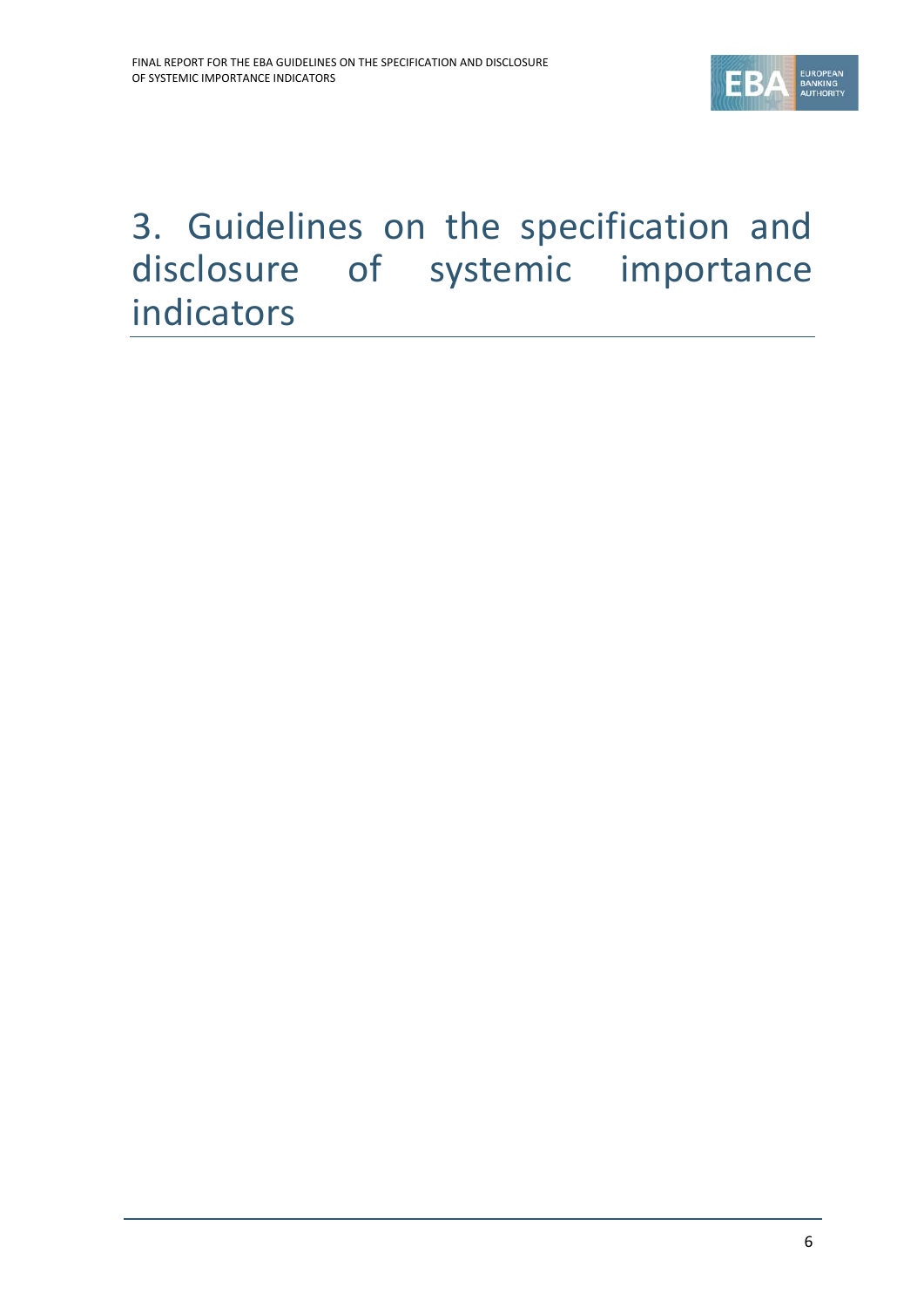# 3. Guidelines on the specification and disclosure of systemic importance indicators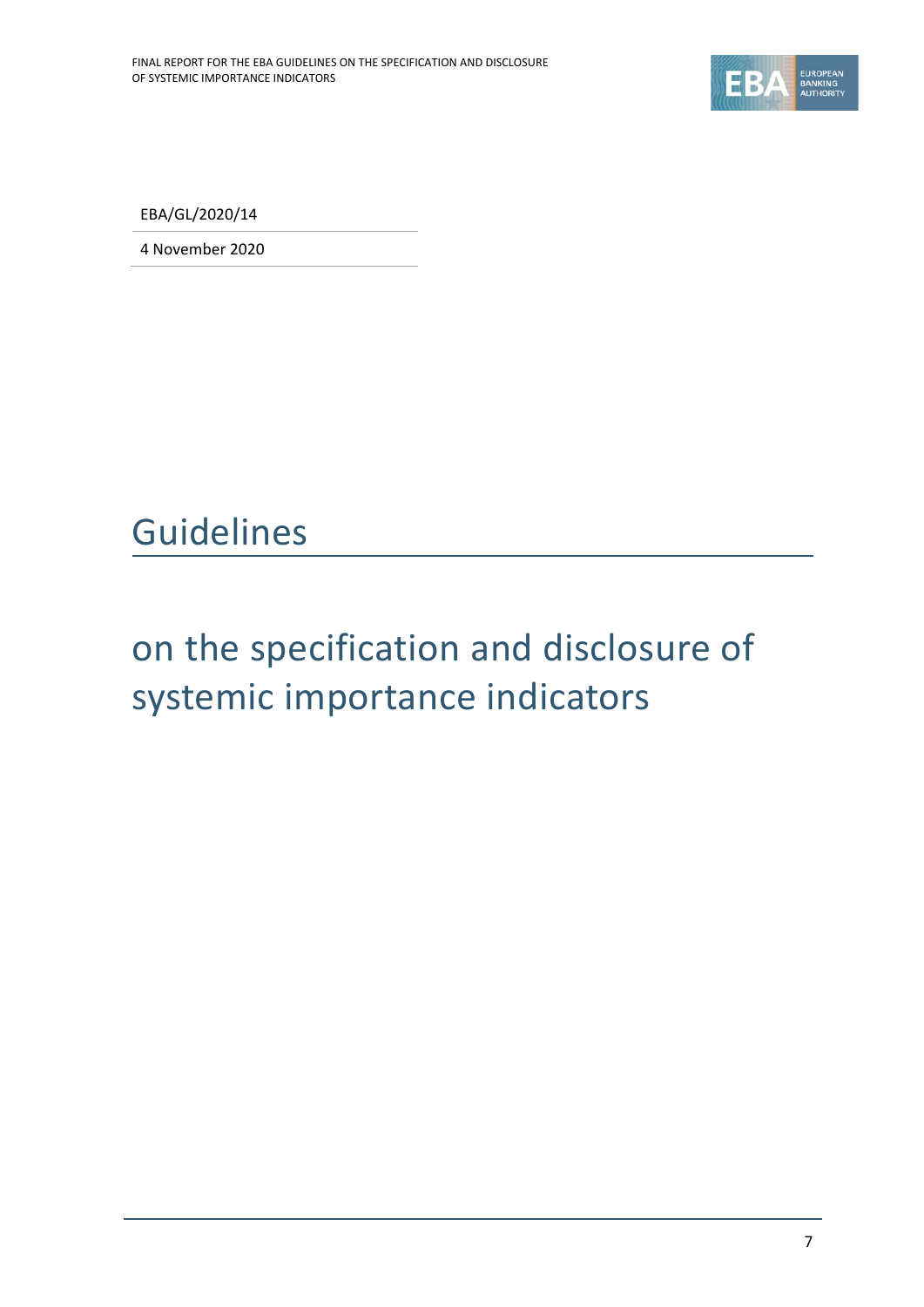EBA/GL/2020/14

4 November 2020

# Guidelines

# on the specification and disclosure of systemic importance indicators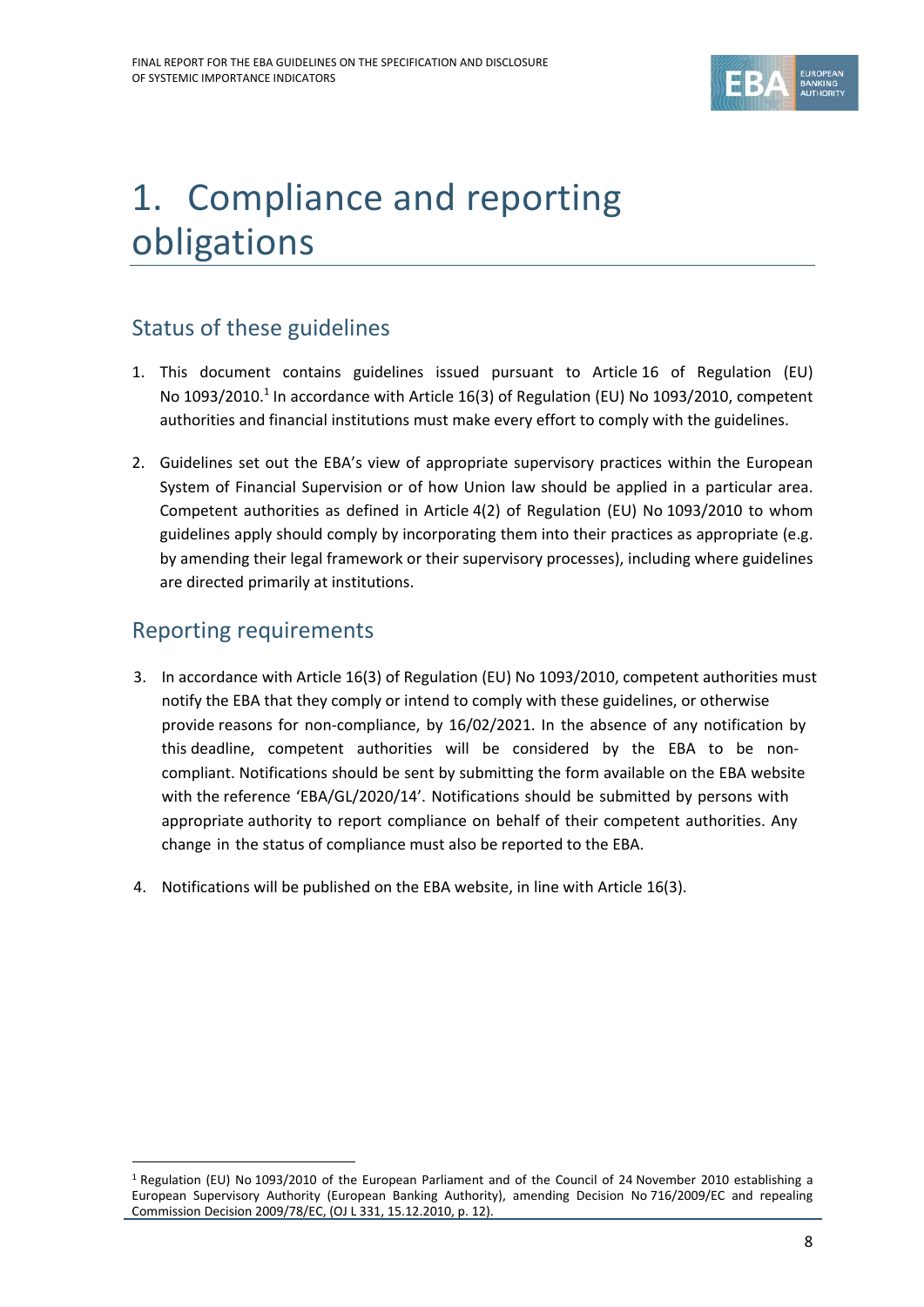# 1. Compliance and reporting obligations

## Status of these guidelines

1. This document contains guidelines issued pursuant to Article 16 of Regulation (EU) No 1093/2010.[1] In accordance with Article 16(3) of Regulation (EU) No 1093/2010, competent authorities and financial institutions must make every effort to comply with the guidelines.

2. Guidelines set out the EBA's view of appropriate supervisory practices within the European System of Financial Supervision or of how Union law should be applied in a particular area. Competent authorities as defined in Article 4(2) of Regulation (EU) No 1093/2010 to whom guidelines apply should comply by incorporating them into their practices as appropriate (e.g. by amending their legal framework or their supervisory processes), including where guidelines are directed primarily at institutions.

## Reporting requirements

3. In accordance with Article 16(3) of Regulation (EU) No 1093/2010, competent authorities must notify the EBA that they comply or intend to comply with these guidelines, or otherwise provide reasons for non-compliance, by 16/02/2021. In the absence of any notification by this deadline, competent authorities will be considered by the EBA to be non-compliant. Notifications should be sent by submitting the form available on the EBA website with the reference 'EBA/GL/2020/14'. Notifications should be submitted by persons with appropriate authority to report compliance on behalf of their competent authorities. Any change in the status of compliance must also be reported to the EBA.

4. Notifications will be published on the EBA website, in line with Article 16(3).

---

[1] Regulation (EU) No 1093/2010 of the European Parliament and of the Council of 24 November 2010 establishing a European Supervisory Authority (European Banking Authority), amending Decision No 716/2009/EC and repealing Commission Decision 2009/78/EC, (OJ L 331, 15.12.2010, p. 12).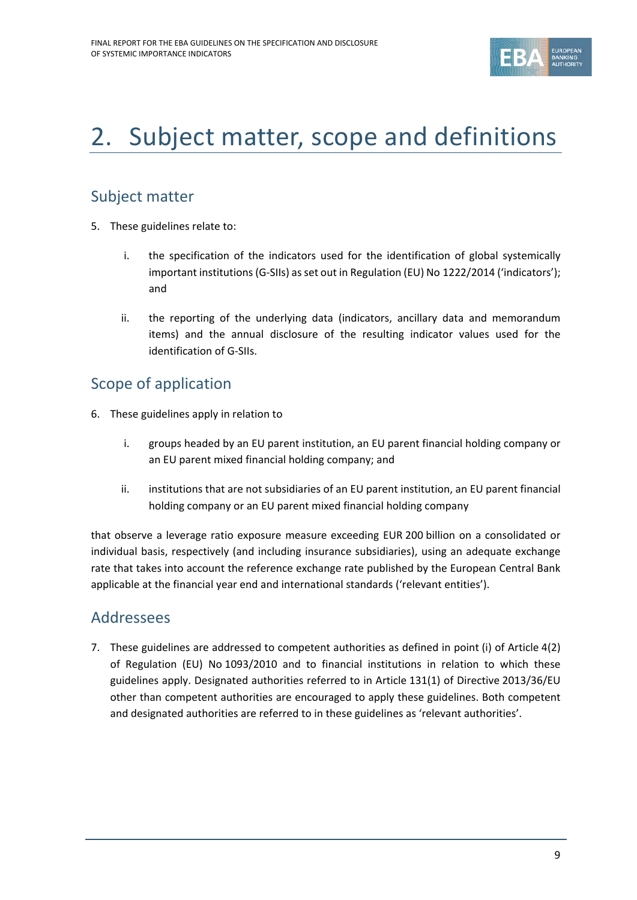# 2. Subject matter, scope and definitions

## Subject matter

5. These guidelines relate to:

   i. the specification of the indicators used for the identification of global systemically important institutions (G-SIIs) as set out in Regulation (EU) No 1222/2014 ('indicators'); and

   ii. the reporting of the underlying data (indicators, ancillary data and memorandum items) and the annual disclosure of the resulting indicator values used for the identification of G-SIIs.

## Scope of application

6. These guidelines apply in relation to

   i. groups headed by an EU parent institution, an EU parent financial holding company or an EU parent mixed financial holding company; and

   ii. institutions that are not subsidiaries of an EU parent institution, an EU parent financial holding company or an EU parent mixed financial holding company

that observe a leverage ratio exposure measure exceeding EUR 200 billion on a consolidated or individual basis, respectively (and including insurance subsidiaries), using an adequate exchange rate that takes into account the reference exchange rate published by the European Central Bank applicable at the financial year end and international standards ('relevant entities').

## Addressees

7. These guidelines are addressed to competent authorities as defined in point (i) of Article 4(2) of Regulation (EU) No 1093/2010 and to financial institutions in relation to which these guidelines apply. Designated authorities referred to in Article 131(1) of Directive 2013/36/EU other than competent authorities are encouraged to apply these guidelines. Both competent and designated authorities are referred to in these guidelines as 'relevant authorities'.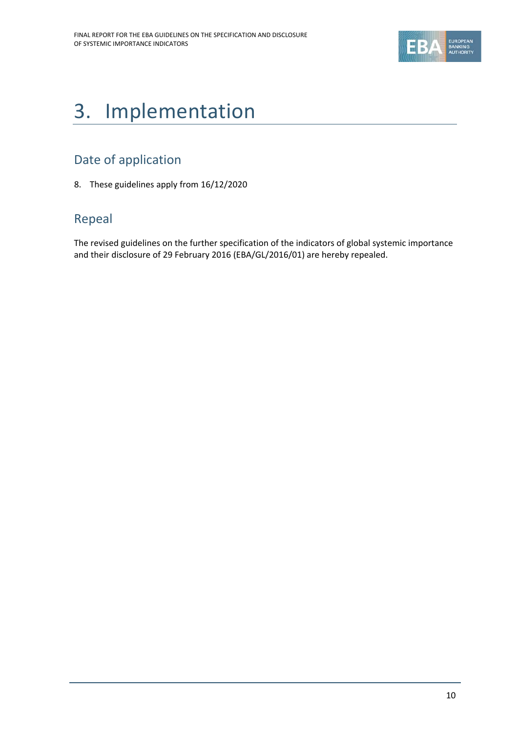# 3. Implementation

## Date of application

8. These guidelines apply from 16/12/2020

## Repeal

The revised guidelines on the further specification of the indicators of global systemic importance and their disclosure of 29 February 2016 (EBA/GL/2016/01) are hereby repealed.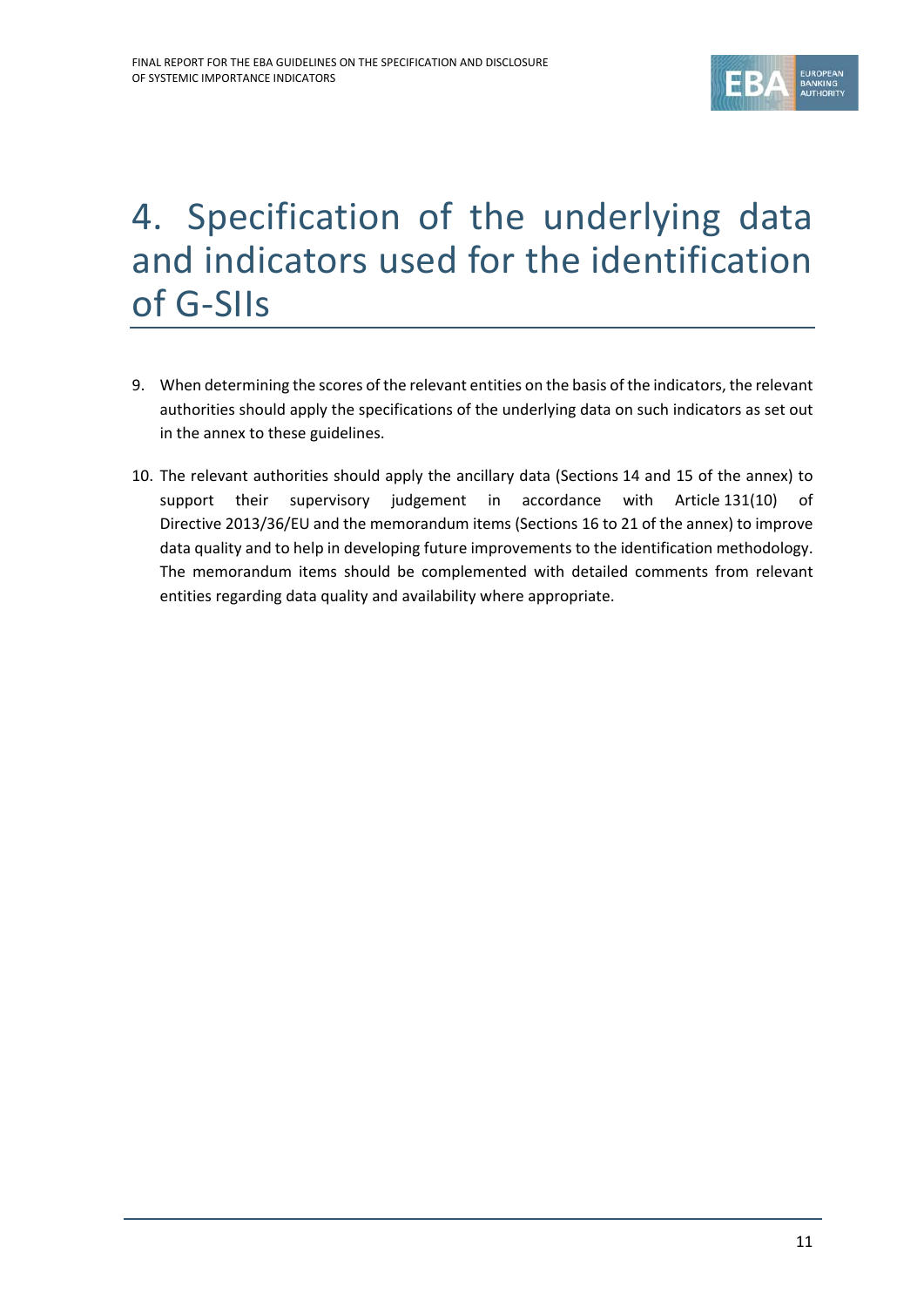# 4. Specification of the underlying data and indicators used for the identification of G-SIIs

9. When determining the scores of the relevant entities on the basis of the indicators, the relevant authorities should apply the specifications of the underlying data on such indicators as set out in the annex to these guidelines.

10. The relevant authorities should apply the ancillary data (Sections 14 and 15 of the annex) to support their supervisory judgement in accordance with Article 131(10) of Directive 2013/36/EU and the memorandum items (Sections 16 to 21 of the annex) to improve data quality and to help in developing future improvements to the identification methodology. The memorandum items should be complemented with detailed comments from relevant entities regarding data quality and availability where appropriate.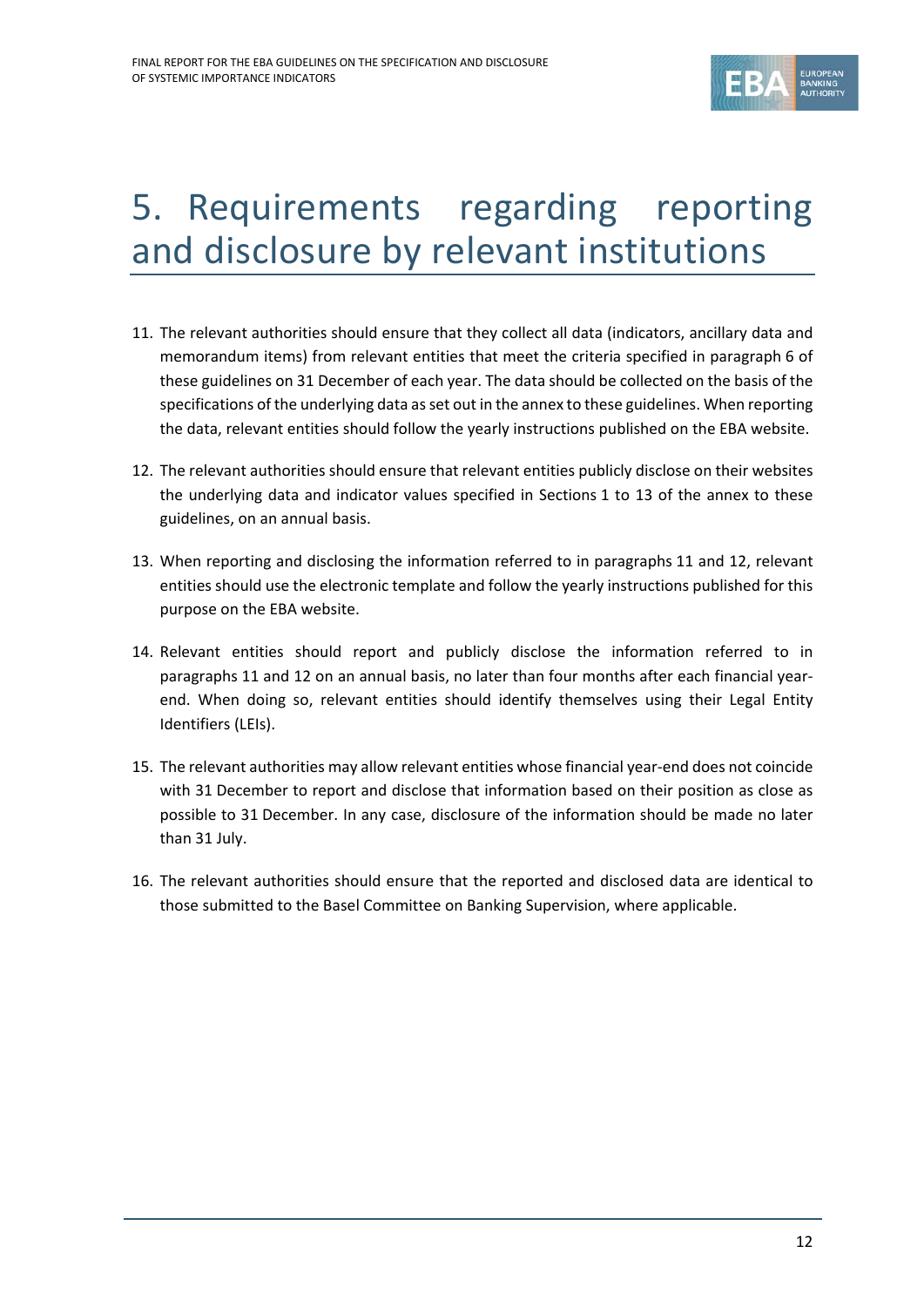# 5. Requirements regarding reporting and disclosure by relevant institutions

11. The relevant authorities should ensure that they collect all data (indicators, ancillary data and memorandum items) from relevant entities that meet the criteria specified in paragraph 6 of these guidelines on 31 December of each year. The data should be collected on the basis of the specifications of the underlying data as set out in the annex to these guidelines. When reporting the data, relevant entities should follow the yearly instructions published on the EBA website.

12. The relevant authorities should ensure that relevant entities publicly disclose on their websites the underlying data and indicator values specified in Sections 1 to 13 of the annex to these guidelines, on an annual basis.

13. When reporting and disclosing the information referred to in paragraphs 11 and 12, relevant entities should use the electronic template and follow the yearly instructions published for this purpose on the EBA website.

14. Relevant entities should report and publicly disclose the information referred to in paragraphs 11 and 12 on an annual basis, no later than four months after each financial year-end. When doing so, relevant entities should identify themselves using their Legal Entity Identifiers (LEIs).

15. The relevant authorities may allow relevant entities whose financial year-end does not coincide with 31 December to report and disclose that information based on their position as close as possible to 31 December. In any case, disclosure of the information should be made no later than 31 July.

16. The relevant authorities should ensure that the reported and disclosed data are identical to those submitted to the Basel Committee on Banking Supervision, where applicable.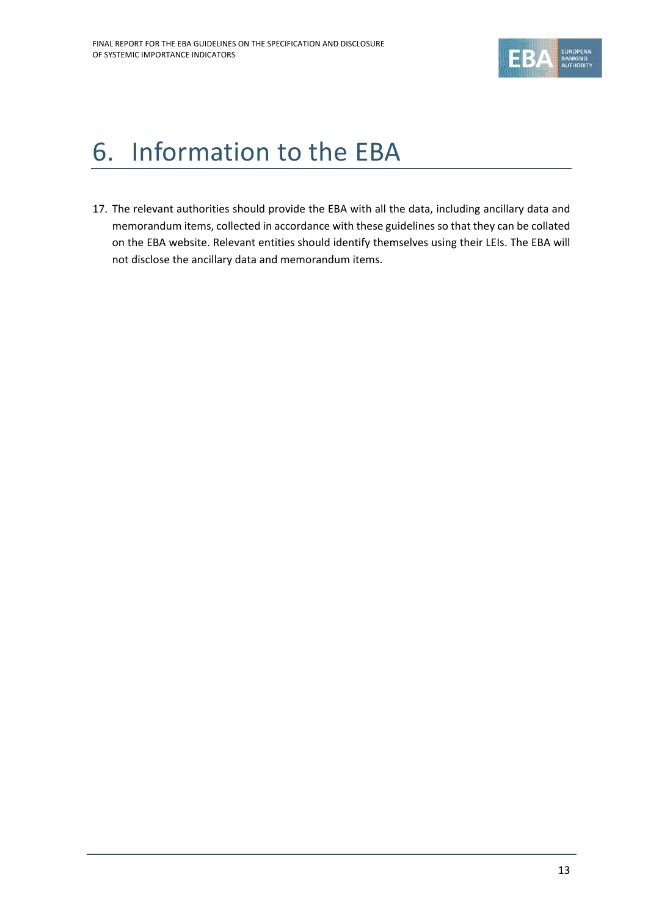# 6. Information to the EBA

17. The relevant authorities should provide the EBA with all the data, including ancillary data and memorandum items, collected in accordance with these guidelines so that they can be collated on the EBA website. Relevant entities should identify themselves using their LEIs. The EBA will not disclose the ancillary data and memorandum items.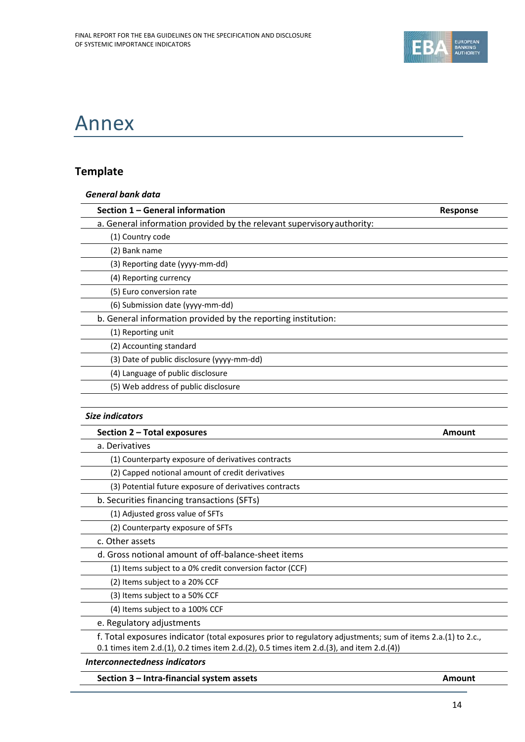# Annex

## Template

***General bank data***

| Section 1 – General information | Response |
|---|---|
| a. General information provided by the relevant supervisory authority: | |
| (1) Country code | |
| (2) Bank name | |
| (3) Reporting date (yyyy-mm-dd) | |
| (4) Reporting currency | |
| (5) Euro conversion rate | |
| (6) Submission date (yyyy-mm-dd) | |
| b. General information provided by the reporting institution: | |
| (1) Reporting unit | |
| (2) Accounting standard | |
| (3) Date of public disclosure (yyyy-mm-dd) | |
| (4) Language of public disclosure | |
| (5) Web address of public disclosure | |

***Size indicators***

| Section 2 – Total exposures | Amount |
|---|---|
| a. Derivatives | |
| (1) Counterparty exposure of derivatives contracts | |
| (2) Capped notional amount of credit derivatives | |
| (3) Potential future exposure of derivatives contracts | |
| b. Securities financing transactions (SFTs) | |
| (1) Adjusted gross value of SFTs | |
| (2) Counterparty exposure of SFTs | |
| c. Other assets | |
| d. Gross notional amount of off-balance-sheet items | |
| (1) Items subject to a 0% credit conversion factor (CCF) | |
| (2) Items subject to a 20% CCF | |
| (3) Items subject to a 50% CCF | |
| (4) Items subject to a 100% CCF | |
| e. Regulatory adjustments | |
| f. Total exposures indicator (total exposures prior to regulatory adjustments; sum of items 2.a.(1) to 2.c., 0.1 times item 2.d.(1), 0.2 times item 2.d.(2), 0.5 times item 2.d.(3), and item 2.d.(4)) | |

***Interconnectedness indicators***

| Section 3 – Intra-financial system assets | Amount |
|---|---|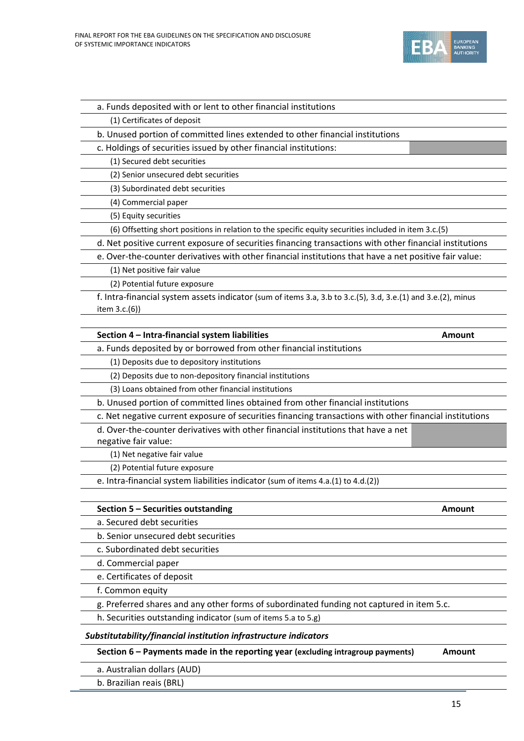| | |
|---|---|
| a. Funds deposited with or lent to other financial institutions | |
| (1) Certificates of deposit | |
| b. Unused portion of committed lines extended to other financial institutions | |
| c. Holdings of securities issued by other financial institutions: | |
| (1) Secured debt securities | |
| (2) Senior unsecured debt securities | |
| (3) Subordinated debt securities | |
| (4) Commercial paper | |
| (5) Equity securities | |
| (6) Offsetting short positions in relation to the specific equity securities included in item 3.c.(5) | |
| d. Net positive current exposure of securities financing transactions with other financial institutions | |
| e. Over-the-counter derivatives with other financial institutions that have a net positive fair value: | |
| (1) Net positive fair value | |
| (2) Potential future exposure | |
| f. Intra-financial system assets indicator (sum of items 3.a, 3.b to 3.c.(5), 3.d, 3.e.(1) and 3.e.(2), minus item 3.c.(6)) | |

| Section 4 – Intra-financial system liabilities | Amount |
|---|---|
| a. Funds deposited by or borrowed from other financial institutions | |
| (1) Deposits due to depository institutions | |
| (2) Deposits due to non-depository financial institutions | |
| (3) Loans obtained from other financial institutions | |
| b. Unused portion of committed lines obtained from other financial institutions | |
| c. Net negative current exposure of securities financing transactions with other financial institutions | |
| d. Over-the-counter derivatives with other financial institutions that have a net negative fair value: | |
| (1) Net negative fair value | |
| (2) Potential future exposure | |
| e. Intra-financial system liabilities indicator (sum of items 4.a.(1) to 4.d.(2)) | |

| Section 5 – Securities outstanding | Amount |
|---|---|
| a. Secured debt securities | |
| b. Senior unsecured debt securities | |
| c. Subordinated debt securities | |
| d. Commercial paper | |
| e. Certificates of deposit | |
| f. Common equity | |
| g. Preferred shares and any other forms of subordinated funding not captured in item 5.c. | |
| h. Securities outstanding indicator (sum of items 5.a to 5.g) | |

***Substitutability/financial institution infrastructure indicators***

| Section 6 – Payments made in the reporting year (excluding intragroup payments) | Amount |
|---|---|
| a. Australian dollars (AUD) | |
| b. Brazilian reais (BRL) | |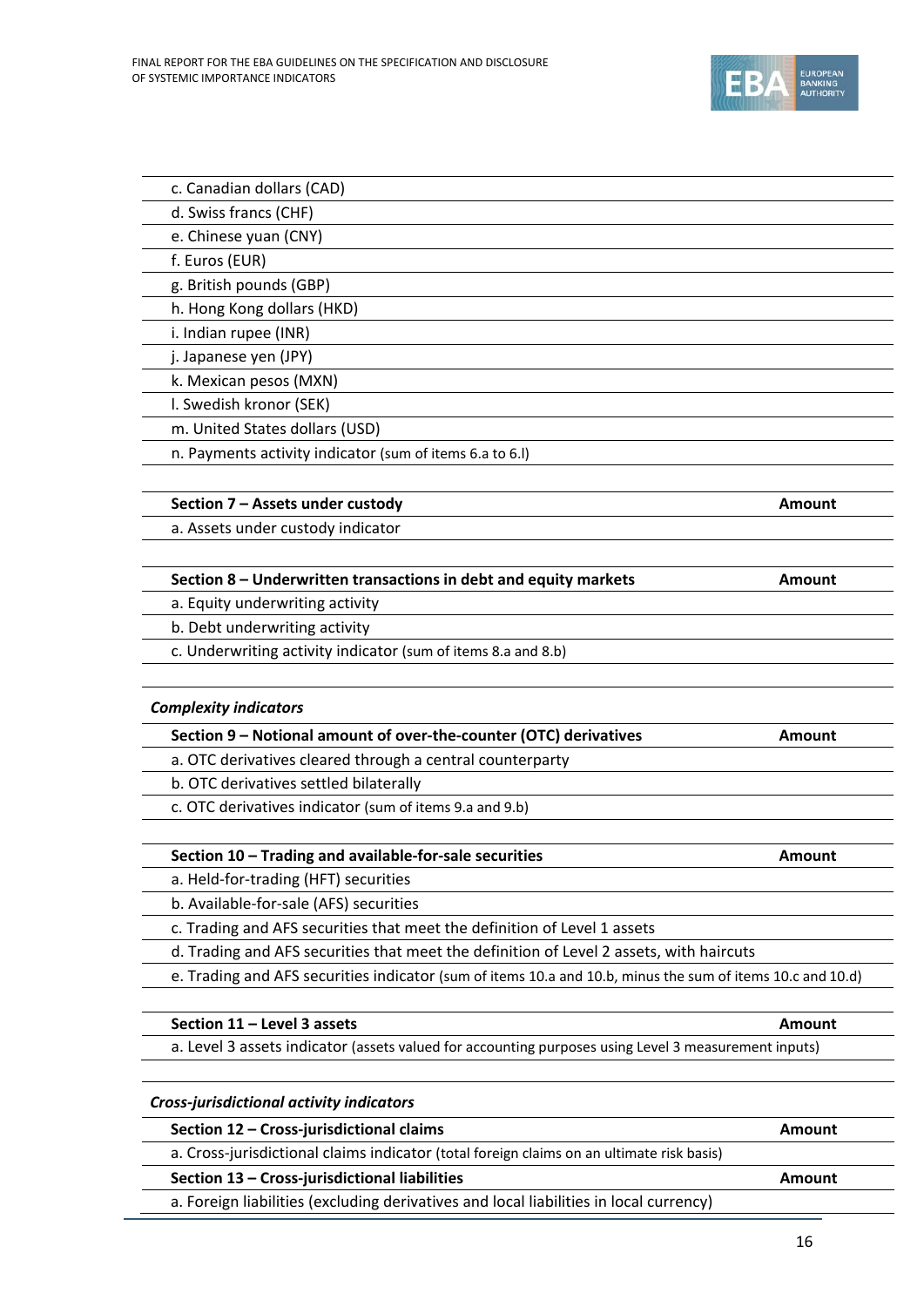| | |
|---|---|
| c. Canadian dollars (CAD) | |
| d. Swiss francs (CHF) | |
| e. Chinese yuan (CNY) | |
| f. Euros (EUR) | |
| g. British pounds (GBP) | |
| h. Hong Kong dollars (HKD) | |
| i. Indian rupee (INR) | |
| j. Japanese yen (JPY) | |
| k. Mexican pesos (MXN) | |
| l. Swedish kronor (SEK) | |
| m. United States dollars (USD) | |
| n. Payments activity indicator (sum of items 6.a to 6.l) | |

| **Section 7 – Assets under custody** | **Amount** |
|---|---|
| a. Assets under custody indicator | |

| **Section 8 – Underwritten transactions in debt and equity markets** | **Amount** |
|---|---|
| a. Equity underwriting activity | |
| b. Debt underwriting activity | |
| c. Underwriting activity indicator (sum of items 8.a and 8.b) | |

***Complexity indicators***

| **Section 9 – Notional amount of over-the-counter (OTC) derivatives** | **Amount** |
|---|---|
| a. OTC derivatives cleared through a central counterparty | |
| b. OTC derivatives settled bilaterally | |
| c. OTC derivatives indicator (sum of items 9.a and 9.b) | |

| **Section 10 – Trading and available-for-sale securities** | **Amount** |
|---|---|
| a. Held-for-trading (HFT) securities | |
| b. Available-for-sale (AFS) securities | |
| c. Trading and AFS securities that meet the definition of Level 1 assets | |
| d. Trading and AFS securities that meet the definition of Level 2 assets, with haircuts | |
| e. Trading and AFS securities indicator (sum of items 10.a and 10.b, minus the sum of items 10.c and 10.d) | |

| **Section 11 – Level 3 assets** | **Amount** |
|---|---|
| a. Level 3 assets indicator (assets valued for accounting purposes using Level 3 measurement inputs) | |

***Cross-jurisdictional activity indicators***

| **Section 12 – Cross-jurisdictional claims** | **Amount** |
|---|---|
| a. Cross-jurisdictional claims indicator (total foreign claims on an ultimate risk basis) | |

| **Section 13 – Cross-jurisdictional liabilities** | **Amount** |
|---|---|
| a. Foreign liabilities (excluding derivatives and local liabilities in local currency) | |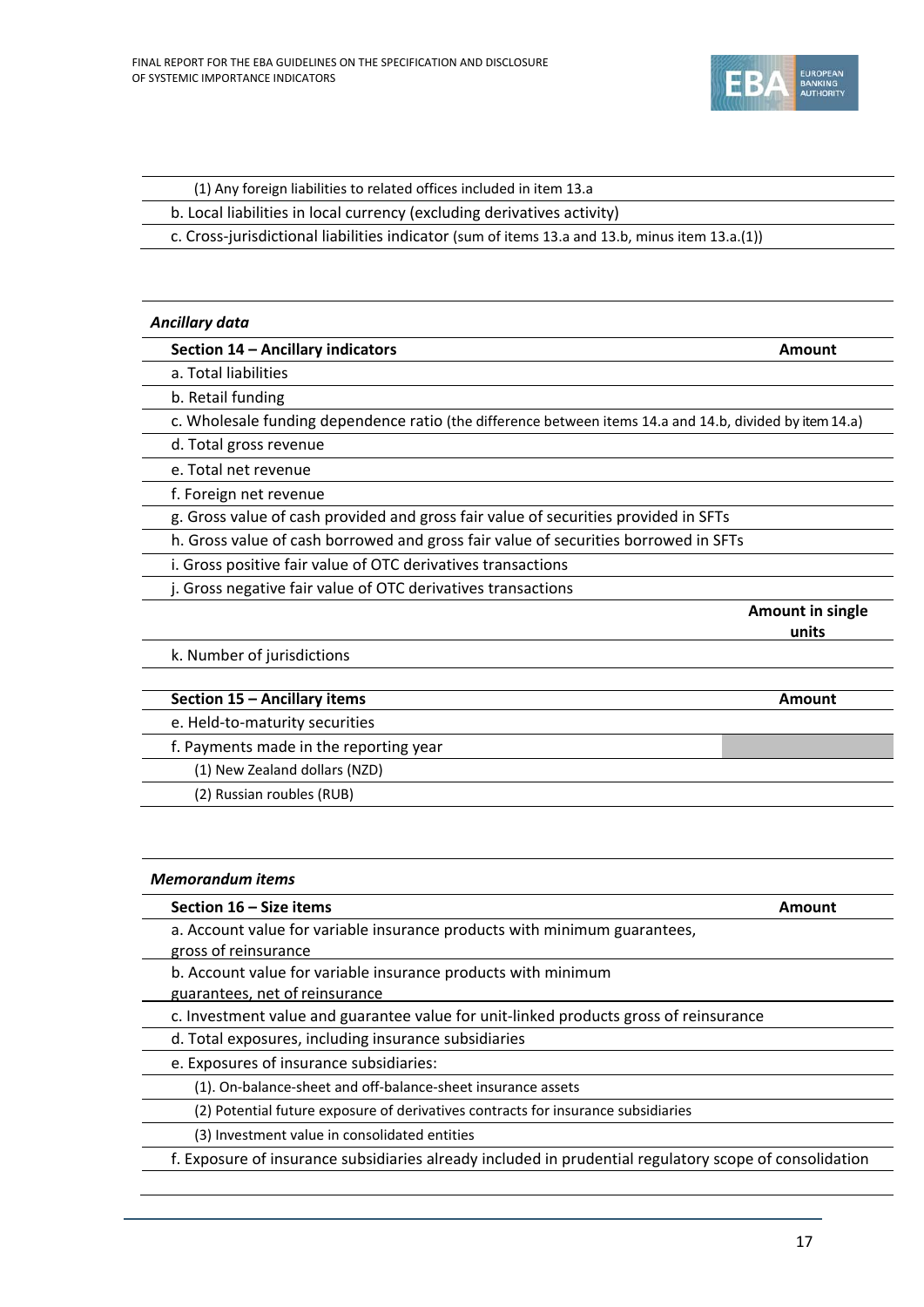| | |
|---|---|
| (1) Any foreign liabilities to related offices included in item 13.a | |
| b. Local liabilities in local currency (excluding derivatives activity) | |
| c. Cross-jurisdictional liabilities indicator (sum of items 13.a and 13.b, minus item 13.a.(1)) | |

*Ancillary data*

| **Section 14 – Ancillary indicators** | **Amount** |
|---|---|
| a. Total liabilities | |
| b. Retail funding | |
| c. Wholesale funding dependence ratio (the difference between items 14.a and 14.b, divided by item 14.a) | |
| d. Total gross revenue | |
| e. Total net revenue | |
| f. Foreign net revenue | |
| g. Gross value of cash provided and gross fair value of securities provided in SFTs | |
| h. Gross value of cash borrowed and gross fair value of securities borrowed in SFTs | |
| i. Gross positive fair value of OTC derivatives transactions | |
| j. Gross negative fair value of OTC derivatives transactions | |
| | **Amount in single units** |
| k. Number of jurisdictions | |

| **Section 15 – Ancillary items** | **Amount** |
|---|---|
| e. Held-to-maturity securities | |
| f. Payments made in the reporting year | |
| (1) New Zealand dollars (NZD) | |
| (2) Russian roubles (RUB) | |

*Memorandum items*

| **Section 16 – Size items** | **Amount** |
|---|---|
| a. Account value for variable insurance products with minimum guarantees, gross of reinsurance | |
| b. Account value for variable insurance products with minimum guarantees, net of reinsurance | |
| c. Investment value and guarantee value for unit-linked products gross of reinsurance | |
| d. Total exposures, including insurance subsidiaries | |
| e. Exposures of insurance subsidiaries: | |
| (1). On-balance-sheet and off-balance-sheet insurance assets | |
| (2) Potential future exposure of derivatives contracts for insurance subsidiaries | |
| (3) Investment value in consolidated entities | |
| f. Exposure of insurance subsidiaries already included in prudential regulatory scope of consolidation | |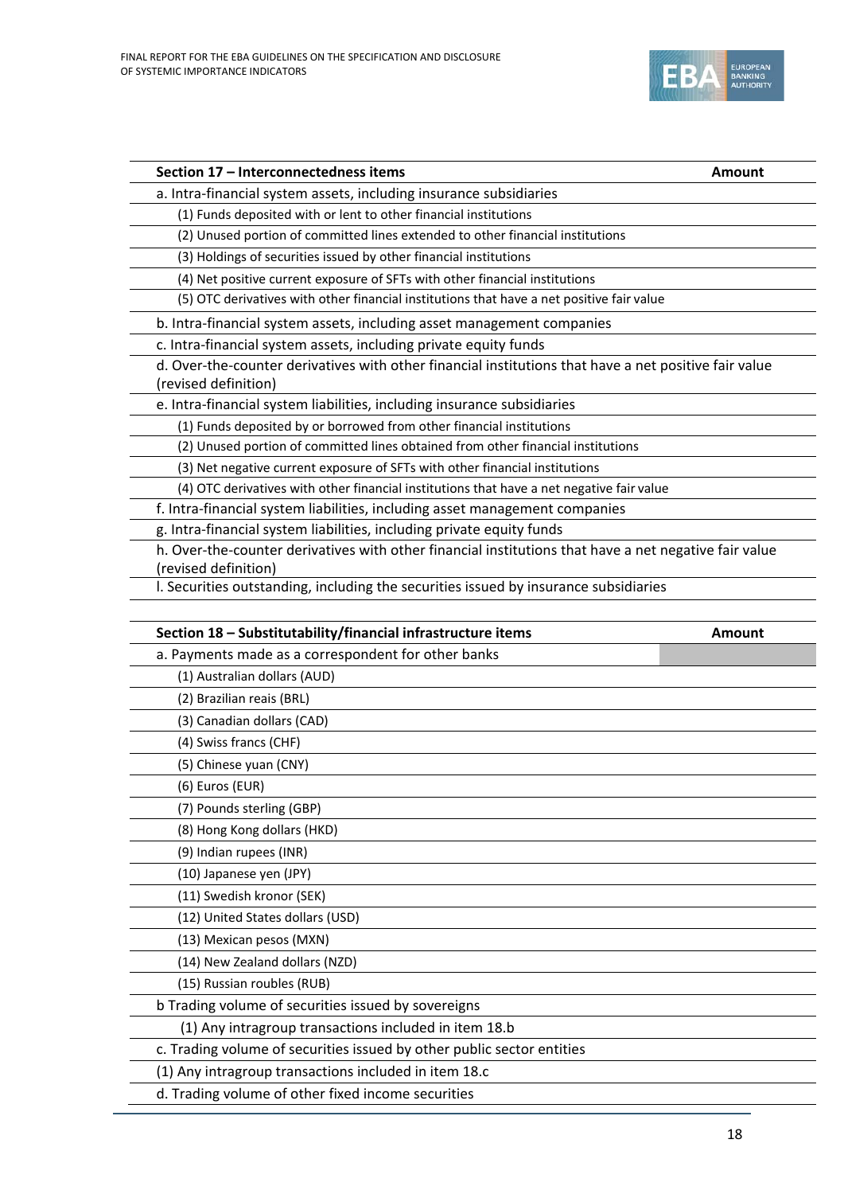| Section 17 – Interconnectedness items | Amount |
|---|---|
| a. Intra-financial system assets, including insurance subsidiaries | |
| (1) Funds deposited with or lent to other financial institutions | |
| (2) Unused portion of committed lines extended to other financial institutions | |
| (3) Holdings of securities issued by other financial institutions | |
| (4) Net positive current exposure of SFTs with other financial institutions | |
| (5) OTC derivatives with other financial institutions that have a net positive fair value | |
| b. Intra-financial system assets, including asset management companies | |
| c. Intra-financial system assets, including private equity funds | |
| d. Over-the-counter derivatives with other financial institutions that have a net positive fair value (revised definition) | |
| e. Intra-financial system liabilities, including insurance subsidiaries | |
| (1) Funds deposited by or borrowed from other financial institutions | |
| (2) Unused portion of committed lines obtained from other financial institutions | |
| (3) Net negative current exposure of SFTs with other financial institutions | |
| (4) OTC derivatives with other financial institutions that have a net negative fair value | |
| f. Intra-financial system liabilities, including asset management companies | |
| g. Intra-financial system liabilities, including private equity funds | |
| h. Over-the-counter derivatives with other financial institutions that have a net negative fair value (revised definition) | |
| l. Securities outstanding, including the securities issued by insurance subsidiaries | |

| Section 18 – Substitutability/financial infrastructure items | Amount |
|---|---|
| a. Payments made as a correspondent for other banks | |
| (1) Australian dollars (AUD) | |
| (2) Brazilian reais (BRL) | |
| (3) Canadian dollars (CAD) | |
| (4) Swiss francs (CHF) | |
| (5) Chinese yuan (CNY) | |
| (6) Euros (EUR) | |
| (7) Pounds sterling (GBP) | |
| (8) Hong Kong dollars (HKD) | |
| (9) Indian rupees (INR) | |
| (10) Japanese yen (JPY) | |
| (11) Swedish kronor (SEK) | |
| (12) United States dollars (USD) | |
| (13) Mexican pesos (MXN) | |
| (14) New Zealand dollars (NZD) | |
| (15) Russian roubles (RUB) | |
| b Trading volume of securities issued by sovereigns | |
| (1) Any intragroup transactions included in item 18.b | |
| c. Trading volume of securities issued by other public sector entities | |
| (1) Any intragroup transactions included in item 18.c | |
| d. Trading volume of other fixed income securities | |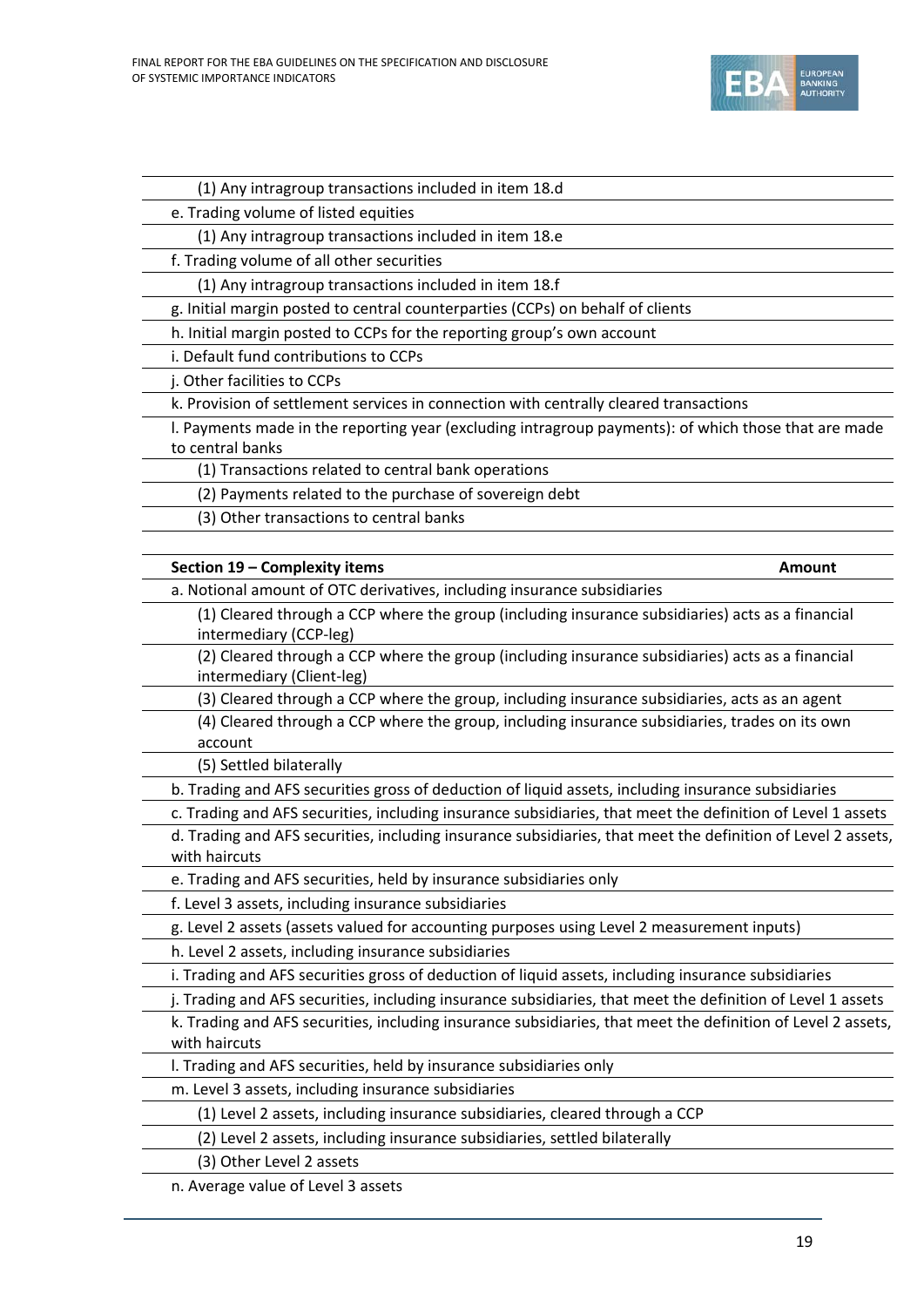| | |
|---|---|
| (1) Any intragroup transactions included in item 18.d | |
| e. Trading volume of listed equities | |
| (1) Any intragroup transactions included in item 18.e | |
| f. Trading volume of all other securities | |
| (1) Any intragroup transactions included in item 18.f | |
| g. Initial margin posted to central counterparties (CCPs) on behalf of clients | |
| h. Initial margin posted to CCPs for the reporting group's own account | |
| i. Default fund contributions to CCPs | |
| j. Other facilities to CCPs | |
| k. Provision of settlement services in connection with centrally cleared transactions | |
| l. Payments made in the reporting year (excluding intragroup payments): of which those that are made to central banks | |
| (1) Transactions related to central bank operations | |
| (2) Payments related to the purchase of sovereign debt | |
| (3) Other transactions to central banks | |

| **Section 19 – Complexity items** | **Amount** |
|---|---|
| a. Notional amount of OTC derivatives, including insurance subsidiaries | |
| (1) Cleared through a CCP where the group (including insurance subsidiaries) acts as a financial intermediary (CCP-leg) | |
| (2) Cleared through a CCP where the group (including insurance subsidiaries) acts as a financial intermediary (Client-leg) | |
| (3) Cleared through a CCP where the group, including insurance subsidiaries, acts as an agent | |
| (4) Cleared through a CCP where the group, including insurance subsidiaries, trades on its own account | |
| (5) Settled bilaterally | |
| b. Trading and AFS securities gross of deduction of liquid assets, including insurance subsidiaries | |
| c. Trading and AFS securities, including insurance subsidiaries, that meet the definition of Level 1 assets | |
| d. Trading and AFS securities, including insurance subsidiaries, that meet the definition of Level 2 assets, with haircuts | |
| e. Trading and AFS securities, held by insurance subsidiaries only | |
| f. Level 3 assets, including insurance subsidiaries | |
| g. Level 2 assets (assets valued for accounting purposes using Level 2 measurement inputs) | |
| h. Level 2 assets, including insurance subsidiaries | |
| i. Trading and AFS securities gross of deduction of liquid assets, including insurance subsidiaries | |
| j. Trading and AFS securities, including insurance subsidiaries, that meet the definition of Level 1 assets | |
| k. Trading and AFS securities, including insurance subsidiaries, that meet the definition of Level 2 assets, with haircuts | |
| l. Trading and AFS securities, held by insurance subsidiaries only | |
| m. Level 3 assets, including insurance subsidiaries | |
| (1) Level 2 assets, including insurance subsidiaries, cleared through a CCP | |
| (2) Level 2 assets, including insurance subsidiaries, settled bilaterally | |
| (3) Other Level 2 assets | |
| n. Average value of Level 3 assets | |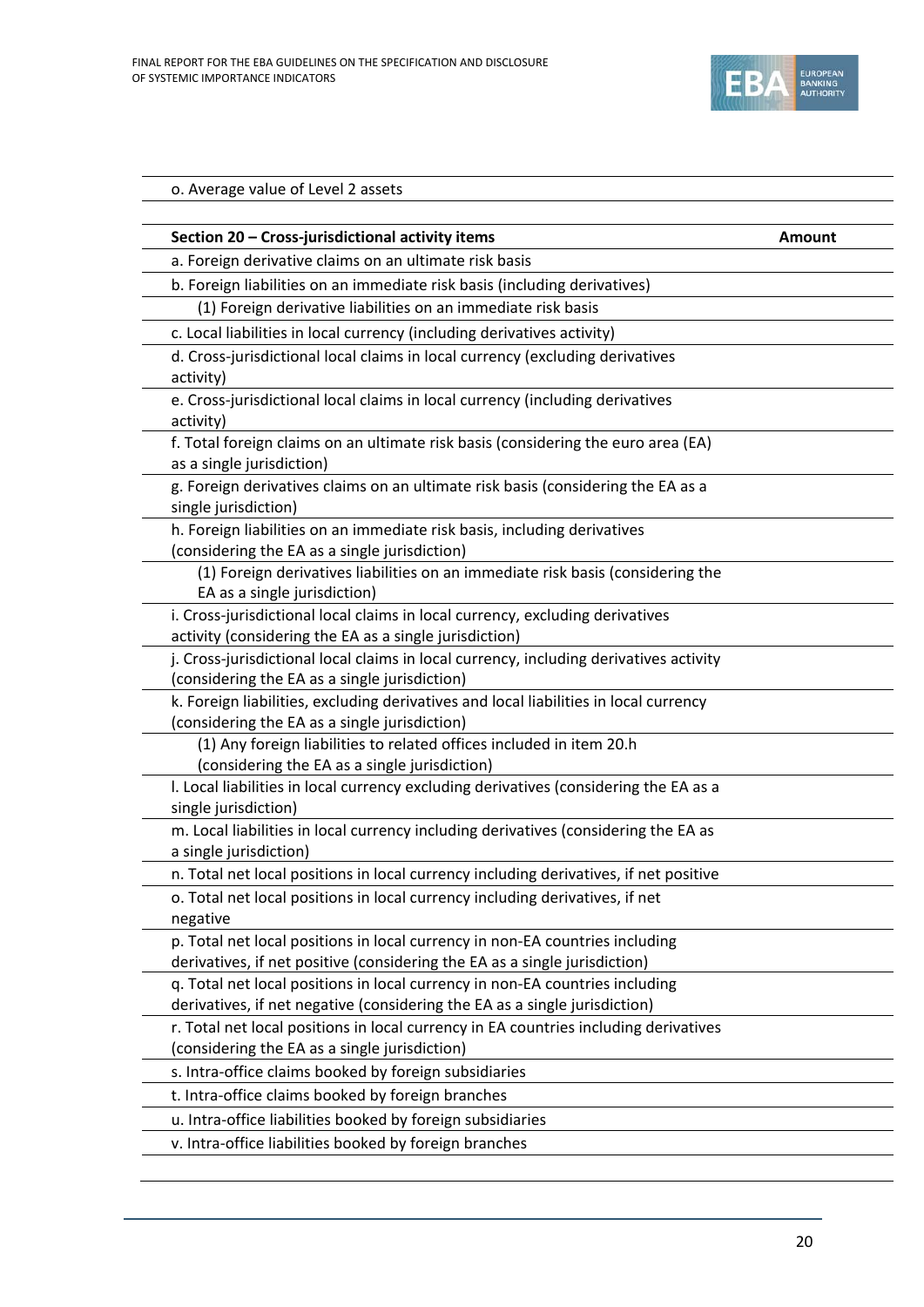| o. Average value of Level 2 assets | |
|---|---|

| Section 20 – Cross-jurisdictional activity items | Amount |
|---|---|
| a. Foreign derivative claims on an ultimate risk basis | |
| b. Foreign liabilities on an immediate risk basis (including derivatives) | |
| (1) Foreign derivative liabilities on an immediate risk basis | |
| c. Local liabilities in local currency (including derivatives activity) | |
| d. Cross-jurisdictional local claims in local currency (excluding derivatives activity) | |
| e. Cross-jurisdictional local claims in local currency (including derivatives activity) | |
| f. Total foreign claims on an ultimate risk basis (considering the euro area (EA) as a single jurisdiction) | |
| g. Foreign derivatives claims on an ultimate risk basis (considering the EA as a single jurisdiction) | |
| h. Foreign liabilities on an immediate risk basis, including derivatives (considering the EA as a single jurisdiction) | |
| (1) Foreign derivatives liabilities on an immediate risk basis (considering the EA as a single jurisdiction) | |
| i. Cross-jurisdictional local claims in local currency, excluding derivatives activity (considering the EA as a single jurisdiction) | |
| j. Cross-jurisdictional local claims in local currency, including derivatives activity (considering the EA as a single jurisdiction) | |
| k. Foreign liabilities, excluding derivatives and local liabilities in local currency (considering the EA as a single jurisdiction) | |
| (1) Any foreign liabilities to related offices included in item 20.h (considering the EA as a single jurisdiction) | |
| l. Local liabilities in local currency excluding derivatives (considering the EA as a single jurisdiction) | |
| m. Local liabilities in local currency including derivatives (considering the EA as a single jurisdiction) | |
| n. Total net local positions in local currency including derivatives, if net positive | |
| o. Total net local positions in local currency including derivatives, if net negative | |
| p. Total net local positions in local currency in non-EA countries including derivatives, if net positive (considering the EA as a single jurisdiction) | |
| q. Total net local positions in local currency in non-EA countries including derivatives, if net negative (considering the EA as a single jurisdiction) | |
| r. Total net local positions in local currency in EA countries including derivatives (considering the EA as a single jurisdiction) | |
| s. Intra-office claims booked by foreign subsidiaries | |
| t. Intra-office claims booked by foreign branches | |
| u. Intra-office liabilities booked by foreign subsidiaries | |
| v. Intra-office liabilities booked by foreign branches | |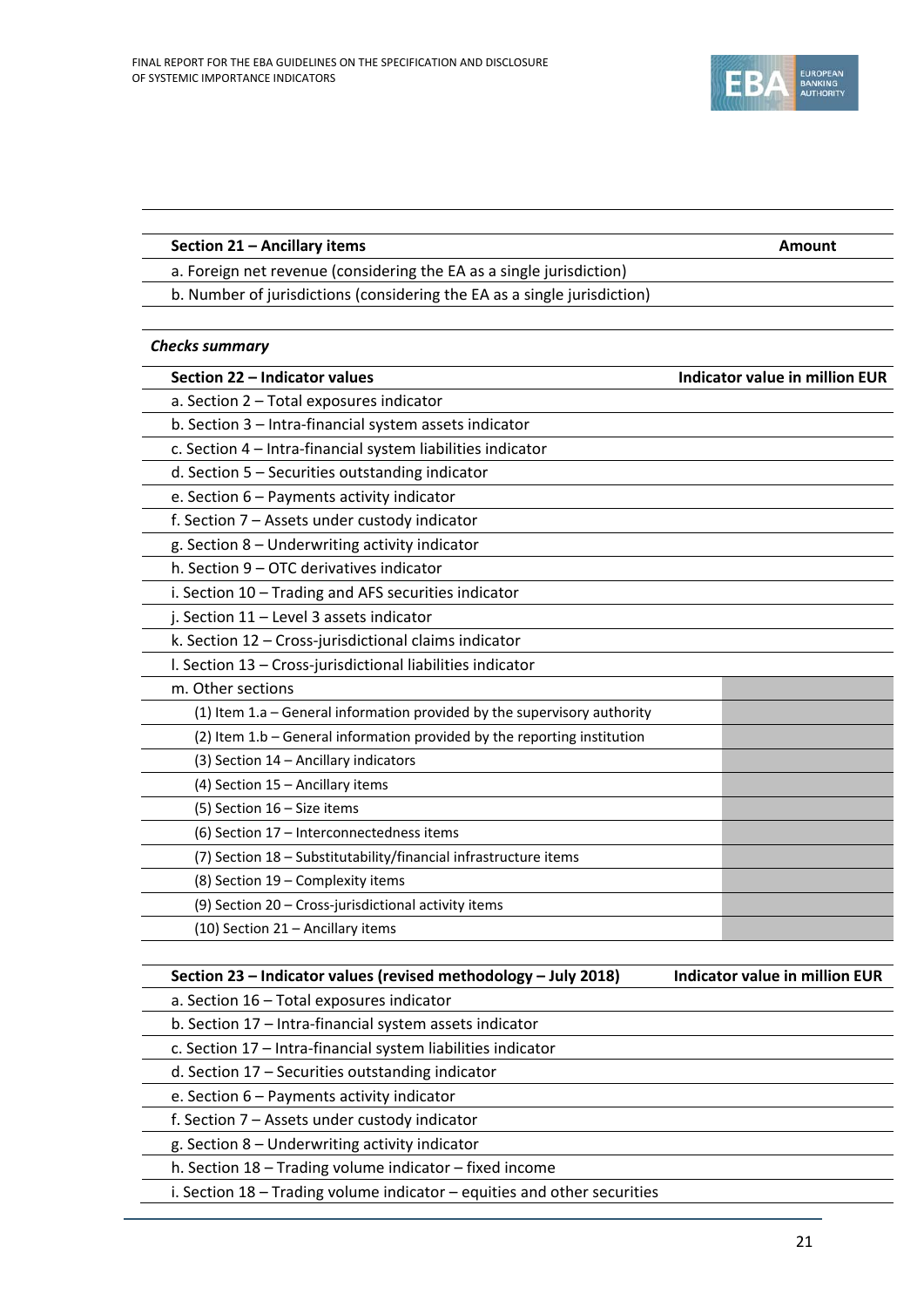| Section 21 – Ancillary items | Amount |
| --- | --- |
| a. Foreign net revenue (considering the EA as a single jurisdiction) | |
| b. Number of jurisdictions (considering the EA as a single jurisdiction) | |

***Checks summary***

| Section 22 – Indicator values | Indicator value in million EUR |
| --- | --- |
| a. Section 2 – Total exposures indicator | |
| b. Section 3 – Intra-financial system assets indicator | |
| c. Section 4 – Intra-financial system liabilities indicator | |
| d. Section 5 – Securities outstanding indicator | |
| e. Section 6 – Payments activity indicator | |
| f. Section 7 – Assets under custody indicator | |
| g. Section 8 – Underwriting activity indicator | |
| h. Section 9 – OTC derivatives indicator | |
| i. Section 10 – Trading and AFS securities indicator | |
| j. Section 11 – Level 3 assets indicator | |
| k. Section 12 – Cross-jurisdictional claims indicator | |
| l. Section 13 – Cross-jurisdictional liabilities indicator | |
| m. Other sections | |
| (1) Item 1.a – General information provided by the supervisory authority | |
| (2) Item 1.b – General information provided by the reporting institution | |
| (3) Section 14 – Ancillary indicators | |
| (4) Section 15 – Ancillary items | |
| (5) Section 16 – Size items | |
| (6) Section 17 – Interconnectedness items | |
| (7) Section 18 – Substitutability/financial infrastructure items | |
| (8) Section 19 – Complexity items | |
| (9) Section 20 – Cross-jurisdictional activity items | |
| (10) Section 21 – Ancillary items | |

| Section 23 – Indicator values (revised methodology – July 2018) | Indicator value in million EUR |
| --- | --- |
| a. Section 16 – Total exposures indicator | |
| b. Section 17 – Intra-financial system assets indicator | |
| c. Section 17 – Intra-financial system liabilities indicator | |
| d. Section 17 – Securities outstanding indicator | |
| e. Section 6 – Payments activity indicator | |
| f. Section 7 – Assets under custody indicator | |
| g. Section 8 – Underwriting activity indicator | |
| h. Section 18 – Trading volume indicator – fixed income | |
| i. Section 18 – Trading volume indicator – equities and other securities | |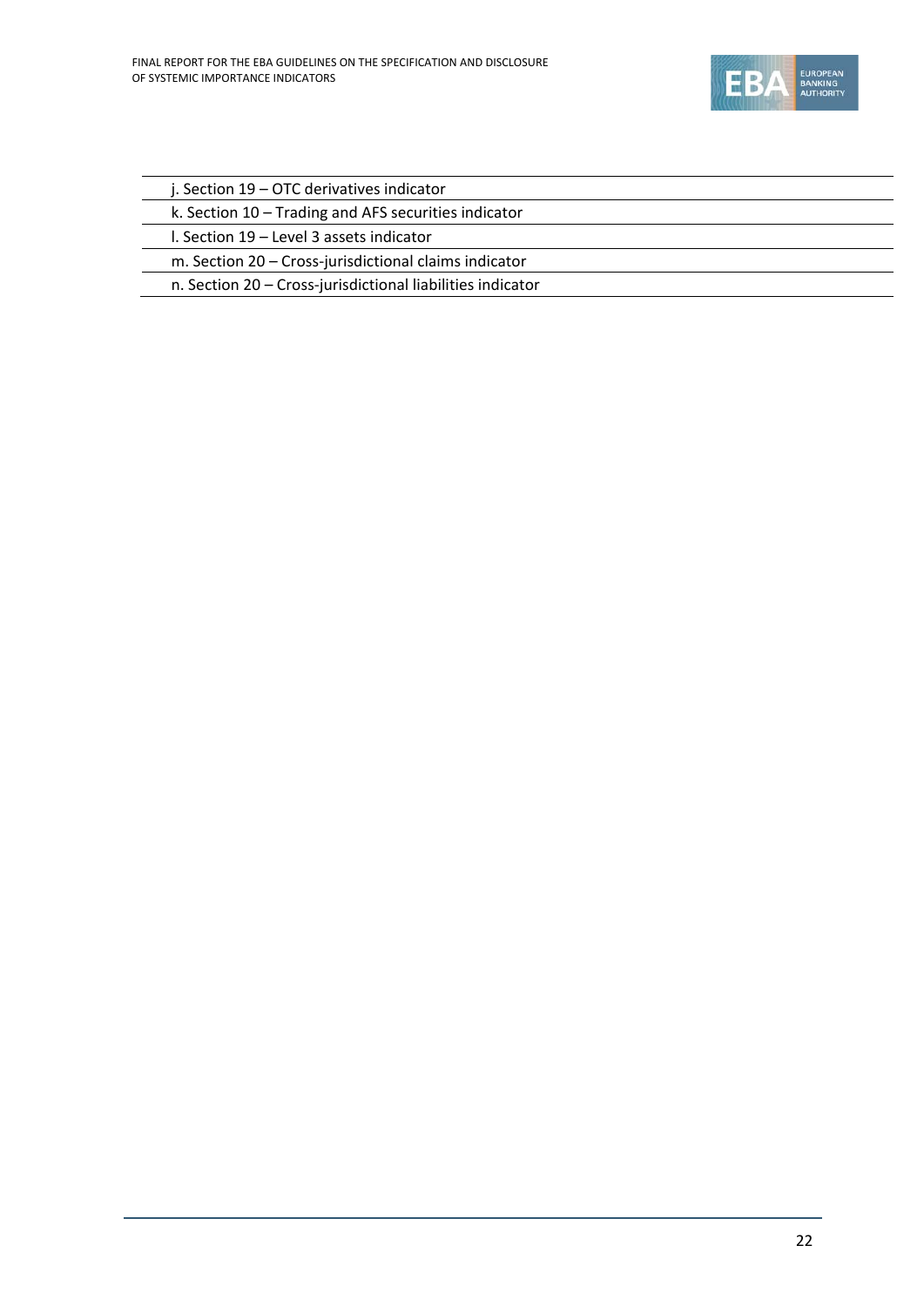j. Section 19 – OTC derivatives indicator

k. Section 10 – Trading and AFS securities indicator

l. Section 19 – Level 3 assets indicator

m. Section 20 – Cross-jurisdictional claims indicator

n. Section 20 – Cross-jurisdictional liabilities indicator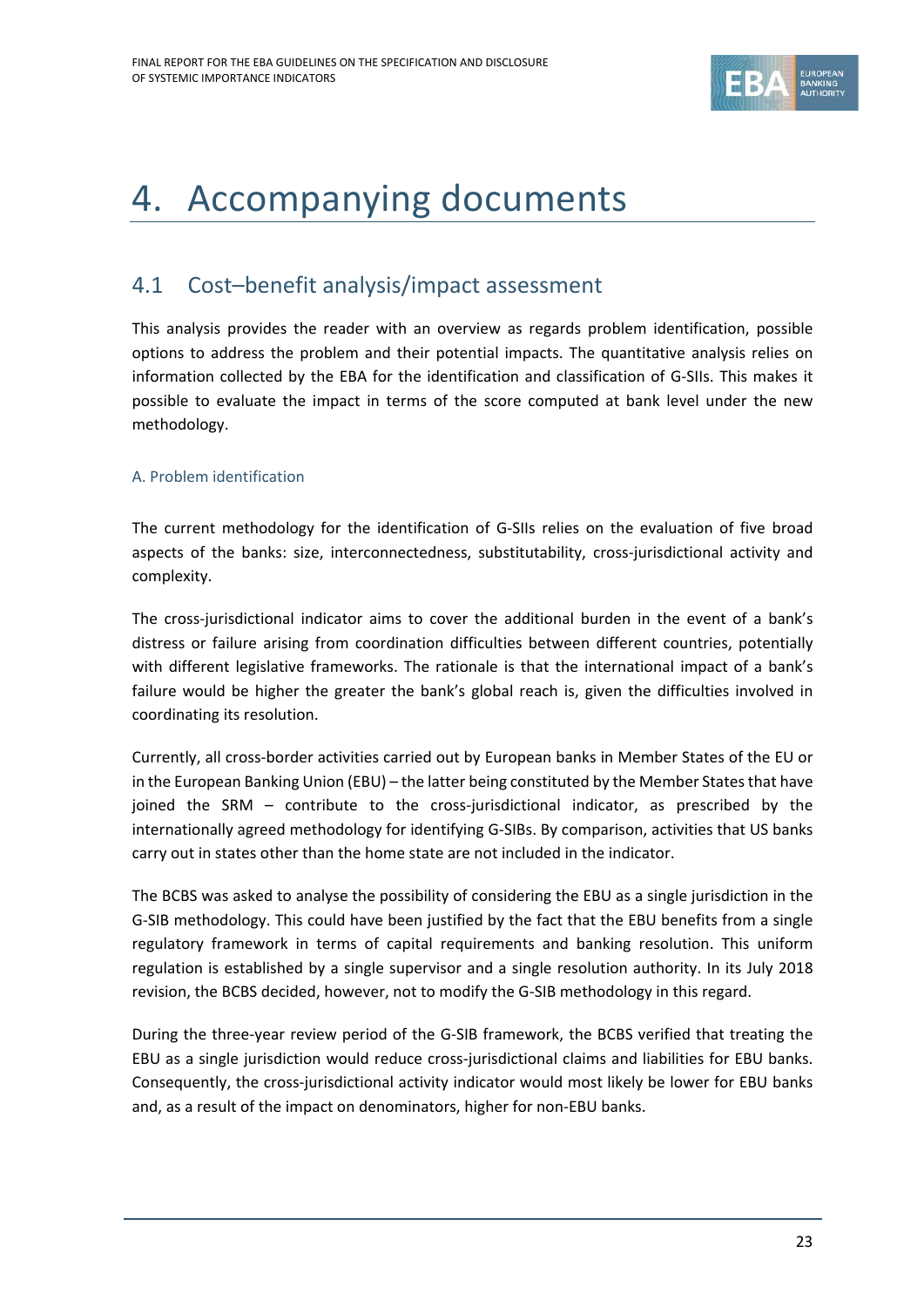# 4. Accompanying documents

## 4.1 Cost–benefit analysis/impact assessment

This analysis provides the reader with an overview as regards problem identification, possible options to address the problem and their potential impacts. The quantitative analysis relies on information collected by the EBA for the identification and classification of G-SIIs. This makes it possible to evaluate the impact in terms of the score computed at bank level under the new methodology.

### A. Problem identification

The current methodology for the identification of G-SIIs relies on the evaluation of five broad aspects of the banks: size, interconnectedness, substitutability, cross-jurisdictional activity and complexity.

The cross-jurisdictional indicator aims to cover the additional burden in the event of a bank's distress or failure arising from coordination difficulties between different countries, potentially with different legislative frameworks. The rationale is that the international impact of a bank's failure would be higher the greater the bank's global reach is, given the difficulties involved in coordinating its resolution.

Currently, all cross-border activities carried out by European banks in Member States of the EU or in the European Banking Union (EBU) – the latter being constituted by the Member States that have joined the SRM – contribute to the cross-jurisdictional indicator, as prescribed by the internationally agreed methodology for identifying G-SIBs. By comparison, activities that US banks carry out in states other than the home state are not included in the indicator.

The BCBS was asked to analyse the possibility of considering the EBU as a single jurisdiction in the G-SIB methodology. This could have been justified by the fact that the EBU benefits from a single regulatory framework in terms of capital requirements and banking resolution. This uniform regulation is established by a single supervisor and a single resolution authority. In its July 2018 revision, the BCBS decided, however, not to modify the G-SIB methodology in this regard.

During the three-year review period of the G-SIB framework, the BCBS verified that treating the EBU as a single jurisdiction would reduce cross-jurisdictional claims and liabilities for EBU banks. Consequently, the cross-jurisdictional activity indicator would most likely be lower for EBU banks and, as a result of the impact on denominators, higher for non-EBU banks.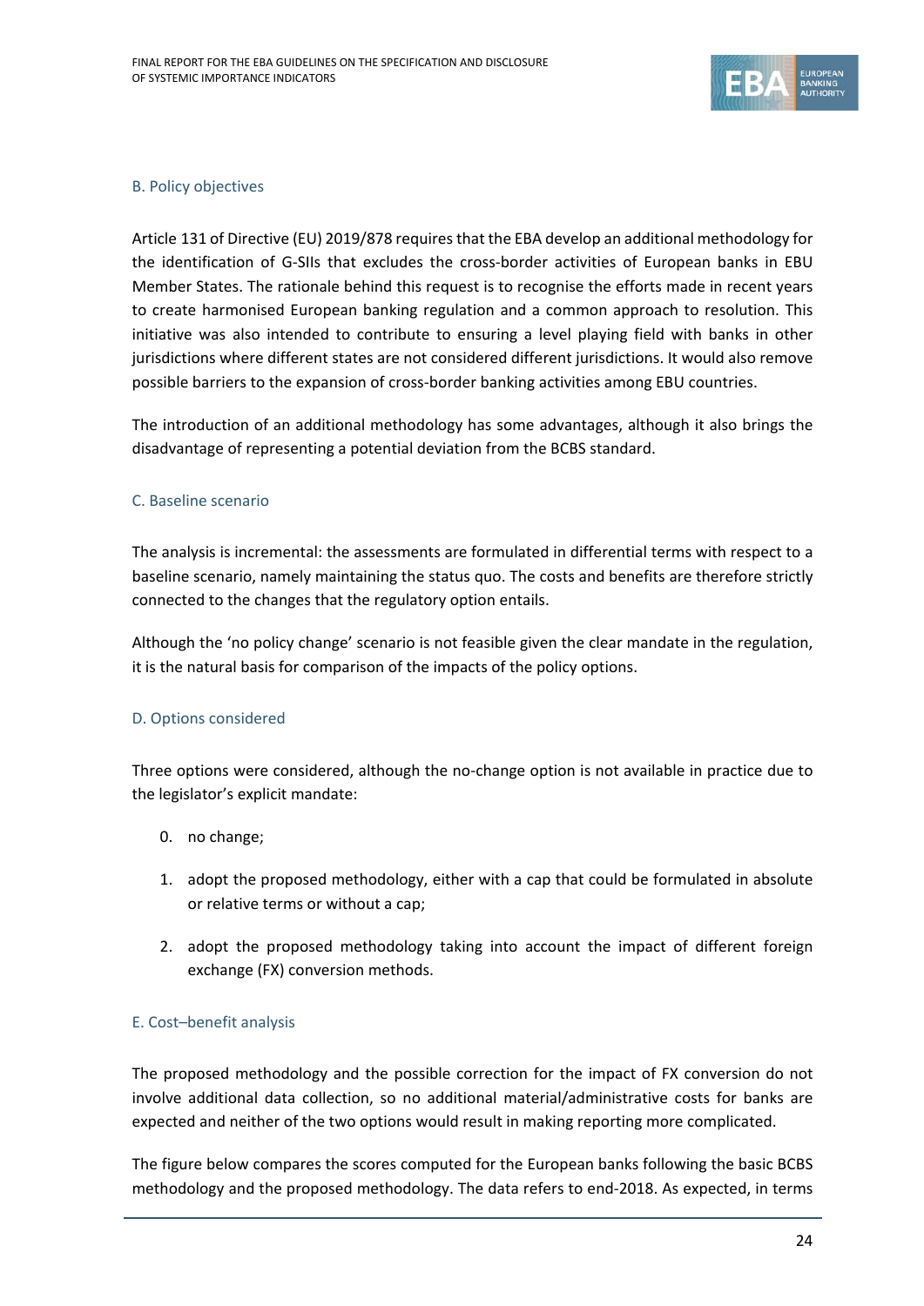### B. Policy objectives

Article 131 of Directive (EU) 2019/878 requires that the EBA develop an additional methodology for the identification of G-SIIs that excludes the cross-border activities of European banks in EBU Member States. The rationale behind this request is to recognise the efforts made in recent years to create harmonised European banking regulation and a common approach to resolution. This initiative was also intended to contribute to ensuring a level playing field with banks in other jurisdictions where different states are not considered different jurisdictions. It would also remove possible barriers to the expansion of cross-border banking activities among EBU countries.

The introduction of an additional methodology has some advantages, although it also brings the disadvantage of representing a potential deviation from the BCBS standard.

### C. Baseline scenario

The analysis is incremental: the assessments are formulated in differential terms with respect to a baseline scenario, namely maintaining the status quo. The costs and benefits are therefore strictly connected to the changes that the regulatory option entails.

Although the 'no policy change' scenario is not feasible given the clear mandate in the regulation, it is the natural basis for comparison of the impacts of the policy options.

### D. Options considered

Three options were considered, although the no-change option is not available in practice due to the legislator's explicit mandate:

0. no change;
1. adopt the proposed methodology, either with a cap that could be formulated in absolute or relative terms or without a cap;
2. adopt the proposed methodology taking into account the impact of different foreign exchange (FX) conversion methods.

### E. Cost–benefit analysis

The proposed methodology and the possible correction for the impact of FX conversion do not involve additional data collection, so no additional material/administrative costs for banks are expected and neither of the two options would result in making reporting more complicated.

The figure below compares the scores computed for the European banks following the basic BCBS methodology and the proposed methodology. The data refers to end-2018. As expected, in terms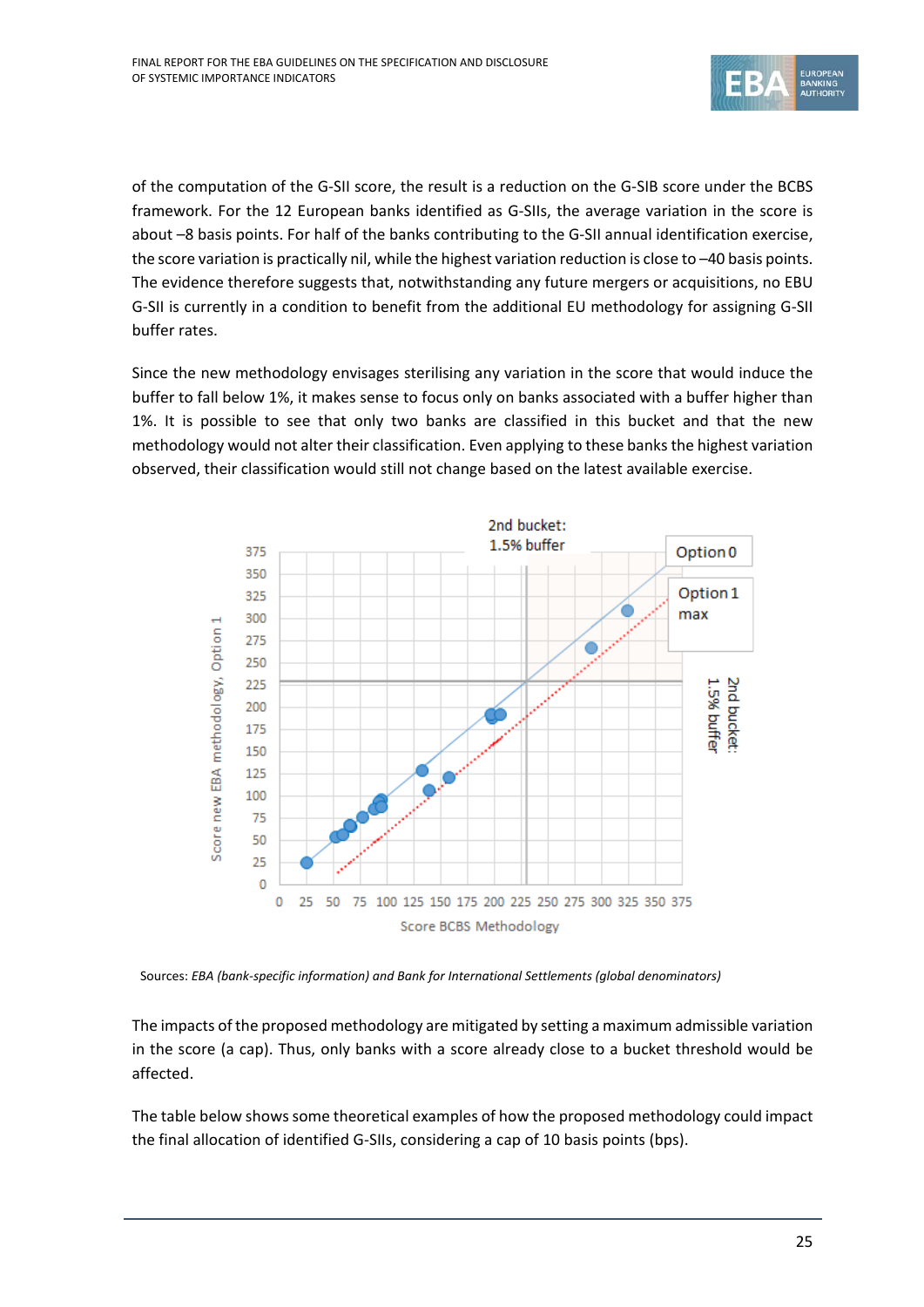of the computation of the G-SII score, the result is a reduction on the G-SIB score under the BCBS framework. For the 12 European banks identified as G-SIIs, the average variation in the score is about –8 basis points. For half of the banks contributing to the G-SII annual identification exercise, the score variation is practically nil, while the highest variation reduction is close to –40 basis points. The evidence therefore suggests that, notwithstanding any future mergers or acquisitions, no EBU G-SII is currently in a condition to benefit from the additional EU methodology for assigning G-SII buffer rates.

Since the new methodology envisages sterilising any variation in the score that would induce the buffer to fall below 1%, it makes sense to focus only on banks associated with a buffer higher than 1%. It is possible to see that only two banks are classified in this bucket and that the new methodology would not alter their classification. Even applying to these banks the highest variation observed, their classification would still not change based on the latest available exercise.

2nd bucket: 1.5% buffer

Option 0

Option 1 max

Score new EBA methodology, Option 1

Score BCBS Methodology

Sources: *EBA (bank-specific information) and Bank for International Settlements (global denominators)*

The impacts of the proposed methodology are mitigated by setting a maximum admissible variation in the score (a cap). Thus, only banks with a score already close to a bucket threshold would be affected.

The table below shows some theoretical examples of how the proposed methodology could impact the final allocation of identified G-SIIs, considering a cap of 10 basis points (bps).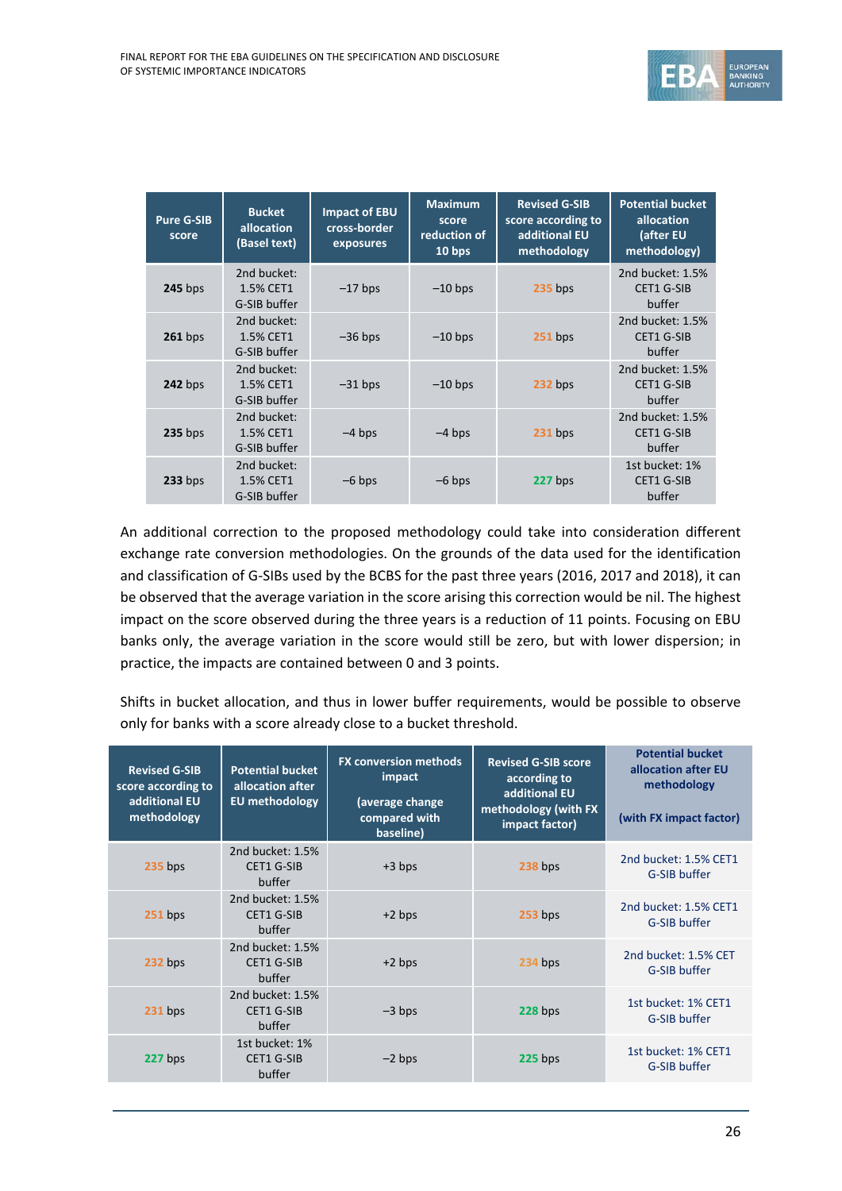| Pure G-SIB score | Bucket allocation (Basel text) | Impact of EBU cross-border exposures | Maximum score reduction of 10 bps | Revised G-SIB score according to additional EU methodology | Potential bucket allocation (after EU methodology) |
|---|---|---|---|---|---|
| **245** bps | 2nd bucket: 1.5% CET1 G-SIB buffer | −17 bps | −10 bps | 235 bps | 2nd bucket: 1.5% CET1 G-SIB buffer |
| **261** bps | 2nd bucket: 1.5% CET1 G-SIB buffer | −36 bps | −10 bps | 251 bps | 2nd bucket: 1.5% CET1 G-SIB buffer |
| **242** bps | 2nd bucket: 1.5% CET1 G-SIB buffer | −31 bps | −10 bps | 232 bps | 2nd bucket: 1.5% CET1 G-SIB buffer |
| **235** bps | 2nd bucket: 1.5% CET1 G-SIB buffer | −4 bps | −4 bps | 231 bps | 2nd bucket: 1.5% CET1 G-SIB buffer |
| **233** bps | 2nd bucket: 1.5% CET1 G-SIB buffer | −6 bps | −6 bps | 227 bps | 1st bucket: 1% CET1 G-SIB buffer |

An additional correction to the proposed methodology could take into consideration different exchange rate conversion methodologies. On the grounds of the data used for the identification and classification of G-SIBs used by the BCBS for the past three years (2016, 2017 and 2018), it can be observed that the average variation in the score arising this correction would be nil. The highest impact on the score observed during the three years is a reduction of 11 points. Focusing on EBU banks only, the average variation in the score would still be zero, but with lower dispersion; in practice, the impacts are contained between 0 and 3 points.

Shifts in bucket allocation, and thus in lower buffer requirements, would be possible to observe only for banks with a score already close to a bucket threshold.

| Revised G-SIB score according to additional EU methodology | Potential bucket allocation after EU methodology | FX conversion methods impact (average change compared with baseline) | Revised G-SIB score according to additional EU methodology (with FX impact factor) | Potential bucket allocation after EU methodology (with FX impact factor) |
|---|---|---|---|---|
| 235 bps | 2nd bucket: 1.5% CET1 G-SIB buffer | +3 bps | 238 bps | 2nd bucket: 1.5% CET1 G-SIB buffer |
| 251 bps | 2nd bucket: 1.5% CET1 G-SIB buffer | +2 bps | 253 bps | 2nd bucket: 1.5% CET1 G-SIB buffer |
| 232 bps | 2nd bucket: 1.5% CET1 G-SIB buffer | +2 bps | 234 bps | 2nd bucket: 1.5% CET G-SIB buffer |
| 231 bps | 2nd bucket: 1.5% CET1 G-SIB buffer | −3 bps | 228 bps | 1st bucket: 1% CET1 G-SIB buffer |
| 227 bps | 1st bucket: 1% CET1 G-SIB buffer | −2 bps | 225 bps | 1st bucket: 1% CET1 G-SIB buffer |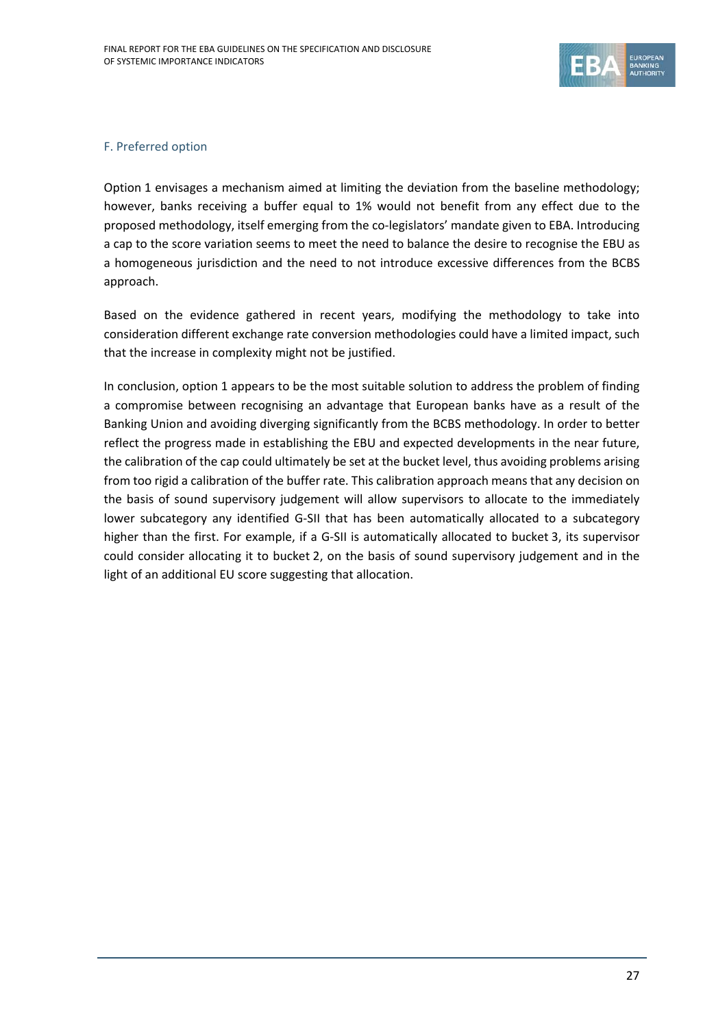### F. Preferred option

Option 1 envisages a mechanism aimed at limiting the deviation from the baseline methodology; however, banks receiving a buffer equal to 1% would not benefit from any effect due to the proposed methodology, itself emerging from the co-legislators' mandate given to EBA. Introducing a cap to the score variation seems to meet the need to balance the desire to recognise the EBU as a homogeneous jurisdiction and the need to not introduce excessive differences from the BCBS approach.

Based on the evidence gathered in recent years, modifying the methodology to take into consideration different exchange rate conversion methodologies could have a limited impact, such that the increase in complexity might not be justified.

In conclusion, option 1 appears to be the most suitable solution to address the problem of finding a compromise between recognising an advantage that European banks have as a result of the Banking Union and avoiding diverging significantly from the BCBS methodology. In order to better reflect the progress made in establishing the EBU and expected developments in the near future, the calibration of the cap could ultimately be set at the bucket level, thus avoiding problems arising from too rigid a calibration of the buffer rate. This calibration approach means that any decision on the basis of sound supervisory judgement will allow supervisors to allocate to the immediately lower subcategory any identified G-SII that has been automatically allocated to a subcategory higher than the first. For example, if a G-SII is automatically allocated to bucket 3, its supervisor could consider allocating it to bucket 2, on the basis of sound supervisory judgement and in the light of an additional EU score suggesting that allocation.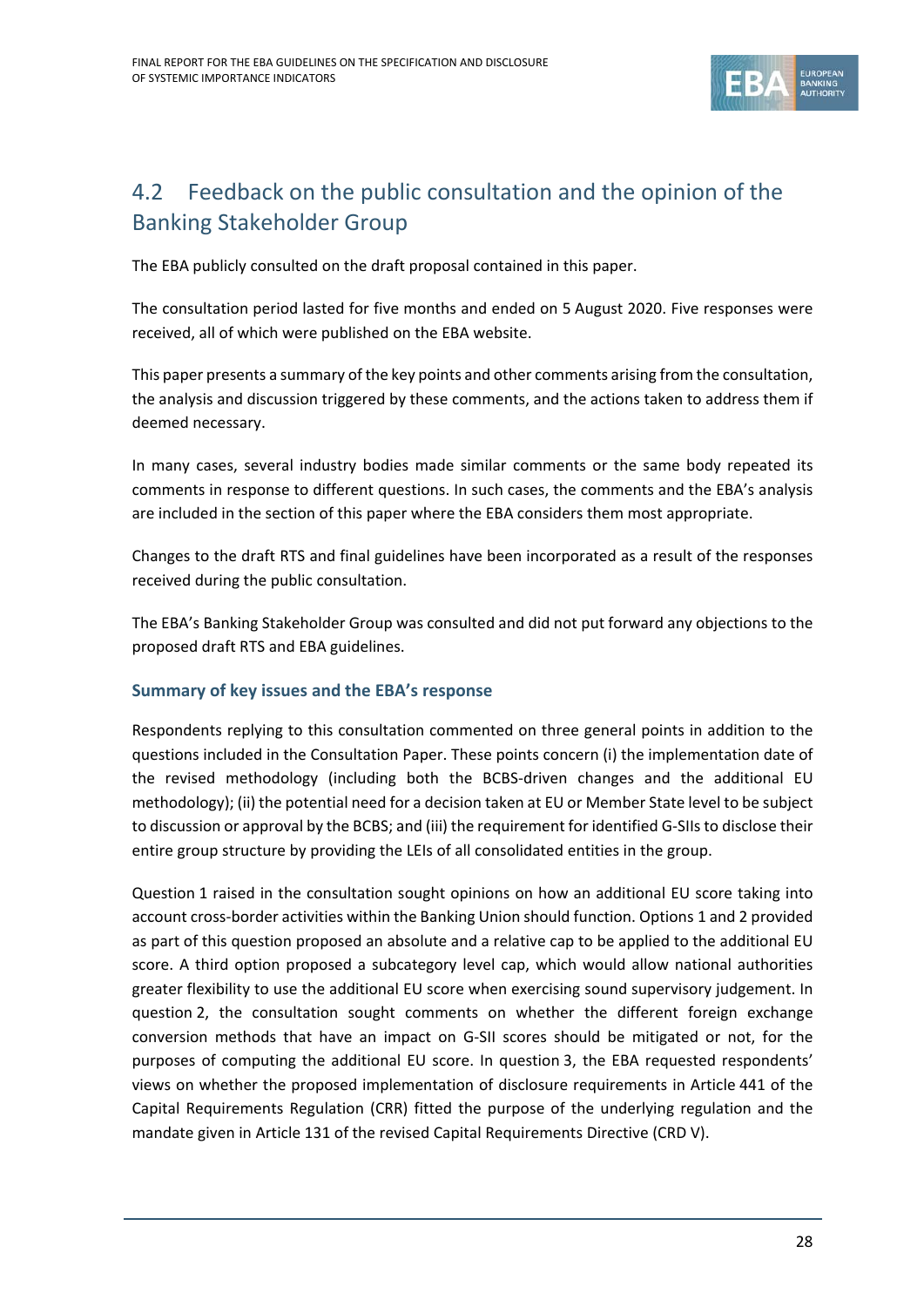## 4.2 Feedback on the public consultation and the opinion of the Banking Stakeholder Group

The EBA publicly consulted on the draft proposal contained in this paper.

The consultation period lasted for five months and ended on 5 August 2020. Five responses were received, all of which were published on the EBA website.

This paper presents a summary of the key points and other comments arising from the consultation, the analysis and discussion triggered by these comments, and the actions taken to address them if deemed necessary.

In many cases, several industry bodies made similar comments or the same body repeated its comments in response to different questions. In such cases, the comments and the EBA's analysis are included in the section of this paper where the EBA considers them most appropriate.

Changes to the draft RTS and final guidelines have been incorporated as a result of the responses received during the public consultation.

The EBA's Banking Stakeholder Group was consulted and did not put forward any objections to the proposed draft RTS and EBA guidelines.

### Summary of key issues and the EBA's response

Respondents replying to this consultation commented on three general points in addition to the questions included in the Consultation Paper. These points concern (i) the implementation date of the revised methodology (including both the BCBS-driven changes and the additional EU methodology); (ii) the potential need for a decision taken at EU or Member State level to be subject to discussion or approval by the BCBS; and (iii) the requirement for identified G-SIIs to disclose their entire group structure by providing the LEIs of all consolidated entities in the group.

Question 1 raised in the consultation sought opinions on how an additional EU score taking into account cross-border activities within the Banking Union should function. Options 1 and 2 provided as part of this question proposed an absolute and a relative cap to be applied to the additional EU score. A third option proposed a subcategory level cap, which would allow national authorities greater flexibility to use the additional EU score when exercising sound supervisory judgement. In question 2, the consultation sought comments on whether the different foreign exchange conversion methods that have an impact on G-SII scores should be mitigated or not, for the purposes of computing the additional EU score. In question 3, the EBA requested respondents' views on whether the proposed implementation of disclosure requirements in Article 441 of the Capital Requirements Regulation (CRR) fitted the purpose of the underlying regulation and the mandate given in Article 131 of the revised Capital Requirements Directive (CRD V).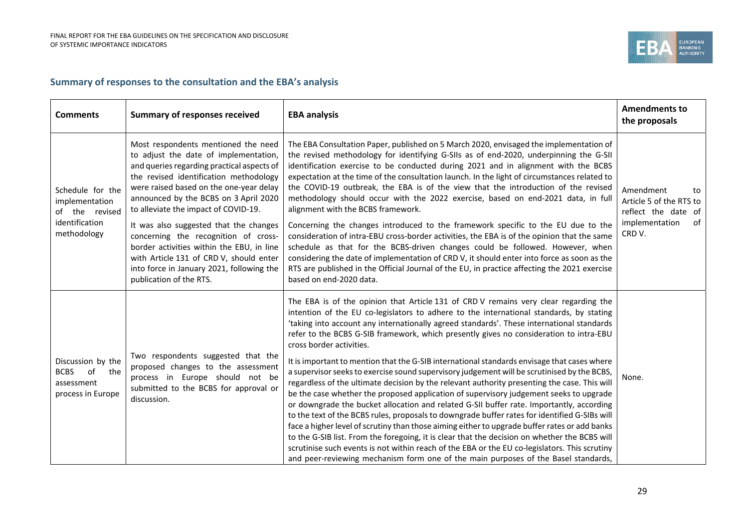## Summary of responses to the consultation and the EBA's analysis

| Comments | Summary of responses received | EBA analysis | Amendments to the proposals |
|---|---|---|---|
| Schedule for the implementation of the revised identification methodology | Most respondents mentioned the need to adjust the date of implementation, and queries regarding practical aspects of the revised identification methodology were raised based on the one-year delay announced by the BCBS on 3 April 2020 to alleviate the impact of COVID-19.<br><br>It was also suggested that the changes concerning the recognition of cross-border activities within the EBU, in line with Article 131 of CRD V, should enter into force in January 2021, following the publication of the RTS. | The EBA Consultation Paper, published on 5 March 2020, envisaged the implementation of the revised methodology for identifying G-SIIs as of end-2020, underpinning the G-SII identification exercise to be conducted during 2021 and in alignment with the BCBS expectation at the time of the consultation launch. In the light of circumstances related to the COVID-19 outbreak, the EBA is of the view that the introduction of the revised methodology should occur with the 2022 exercise, based on end-2021 data, in full alignment with the BCBS framework.<br><br>Concerning the changes introduced to the framework specific to the EU due to the consideration of intra-EBU cross-border activities, the EBA is of the opinion that the same schedule as that for the BCBS-driven changes could be followed. However, when considering the date of implementation of CRD V, it should enter into force as soon as the RTS are published in the Official Journal of the EU, in practice affecting the 2021 exercise based on end-2020 data. | Amendment to Article 5 of the RTS to reflect the date of implementation of CRD V. |
| Discussion by the BCBS of the assessment process in Europe | Two respondents suggested that the proposed changes to the assessment process in Europe should not be submitted to the BCBS for approval or discussion. | The EBA is of the opinion that Article 131 of CRD V remains very clear regarding the intention of the EU co-legislators to adhere to the international standards, by stating 'taking into account any internationally agreed standards'. These international standards refer to the BCBS G-SIB framework, which presently gives no consideration to intra-EBU cross border activities.<br><br>It is important to mention that the G-SIB international standards envisage that cases where a supervisor seeks to exercise sound supervisory judgement will be scrutinised by the BCBS, regardless of the ultimate decision by the relevant authority presenting the case. This will be the case whether the proposed application of supervisory judgement seeks to upgrade or downgrade the bucket allocation and related G-SII buffer rate. Importantly, according to the text of the BCBS rules, proposals to downgrade buffer rates for identified G-SIBs will face a higher level of scrutiny than those aiming either to upgrade buffer rates or add banks to the G-SIB list. From the foregoing, it is clear that the decision on whether the BCBS will scrutinise such events is not within reach of the EBA or the EU co-legislators. This scrutiny and peer-reviewing mechanism form one of the main purposes of the Basel standards, | None. |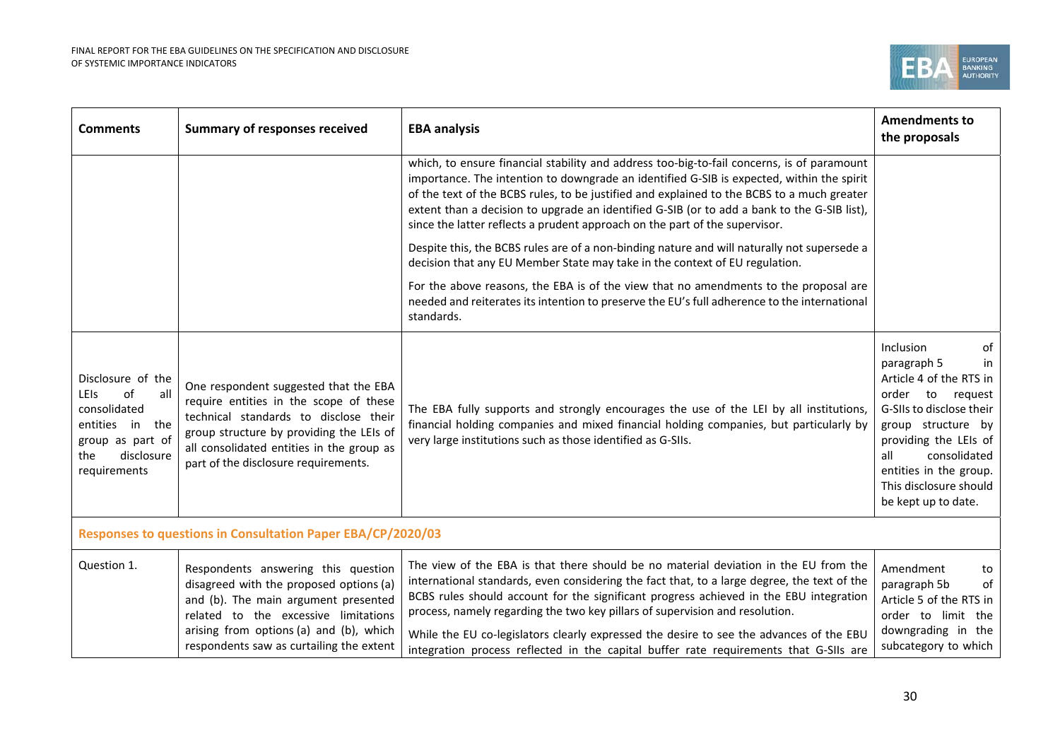| Comments | Summary of responses received | EBA analysis | Amendments to the proposals |
|---|---|---|---|
| | | which, to ensure financial stability and address too-big-to-fail concerns, is of paramount importance. The intention to downgrade an identified G-SIB is expected, within the spirit of the text of the BCBS rules, to be justified and explained to the BCBS to a much greater extent than a decision to upgrade an identified G-SIB (or to add a bank to the G-SIB list), since the latter reflects a prudent approach on the part of the supervisor.<br><br>Despite this, the BCBS rules are of a non-binding nature and will naturally not supersede a decision that any EU Member State may take in the context of EU regulation.<br><br>For the above reasons, the EBA is of the view that no amendments to the proposal are needed and reiterates its intention to preserve the EU's full adherence to the international standards. | |
| Disclosure of the LEIs of all consolidated entities in the group as part of the disclosure requirements | One respondent suggested that the EBA require entities in the scope of these technical standards to disclose their group structure by providing the LEIs of all consolidated entities in the group as part of the disclosure requirements. | The EBA fully supports and strongly encourages the use of the LEI by all institutions, financial holding companies and mixed financial holding companies, but particularly by very large institutions such as those identified as G-SIIs. | Inclusion of paragraph 5 in Article 4 of the RTS in order to request G-SIIs to disclose their group structure by providing the LEIs of all consolidated entities in the group. This disclosure should be kept up to date. |
| **Responses to questions in Consultation Paper EBA/CP/2020/03** | | | |
| Question 1. | Respondents answering this question disagreed with the proposed options (a) and (b). The main argument presented related to the excessive limitations arising from options (a) and (b), which respondents saw as curtailing the extent | The view of the EBA is that there should be no material deviation in the EU from the international standards, even considering the fact that, to a large degree, the text of the BCBS rules should account for the significant progress achieved in the EBU integration process, namely regarding the two key pillars of supervision and resolution.<br><br>While the EU co-legislators clearly expressed the desire to see the advances of the EBU integration process reflected in the capital buffer rate requirements that G-SIIs are | Amendment to paragraph 5b of Article 5 of the RTS in order to limit the downgrading in the subcategory to which |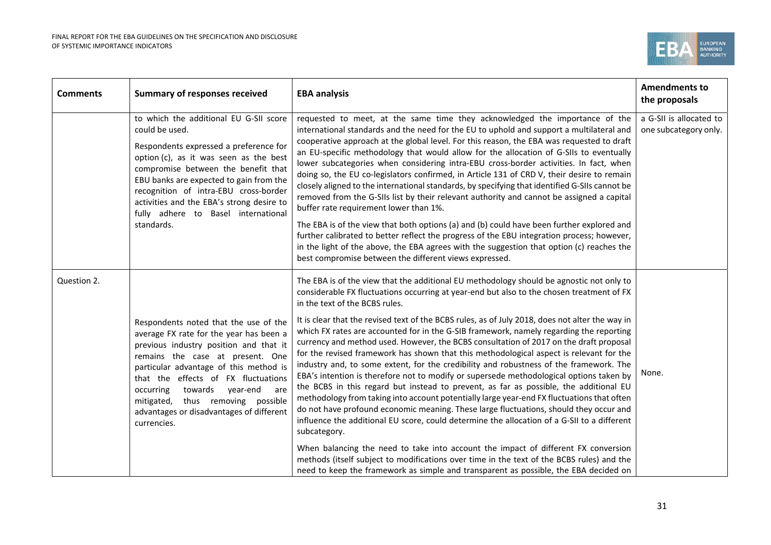| Comments | Summary of responses received | EBA analysis | Amendments to the proposals |
|---|---|---|---|
| | to which the additional EU G-SII score could be used.<br><br>Respondents expressed a preference for option (c), as it was seen as the best compromise between the benefit that EBU banks are expected to gain from the recognition of intra-EBU cross-border activities and the EBA's strong desire to fully adhere to Basel international standards. | requested to meet, at the same time they acknowledged the importance of the international standards and the need for the EU to uphold and support a multilateral and cooperative approach at the global level. For this reason, the EBA was requested to draft an EU-specific methodology that would allow for the allocation of G-SIIs to eventually lower subcategories when considering intra-EBU cross-border activities. In fact, when doing so, the EU co-legislators confirmed, in Article 131 of CRD V, their desire to remain closely aligned to the international standards, by specifying that identified G-SIIs cannot be removed from the G-SIIs list by their relevant authority and cannot be assigned a capital buffer rate requirement lower than 1%.<br><br>The EBA is of the view that both options (a) and (b) could have been further explored and further calibrated to better reflect the progress of the EBU integration process; however, in the light of the above, the EBA agrees with the suggestion that option (c) reaches the best compromise between the different views expressed. | a G-SII is allocated to one subcategory only. |
| Question 2. | Respondents noted that the use of the average FX rate for the year has been a previous industry position and that it remains the case at present. One particular advantage of this method is that the effects of FX fluctuations occurring towards year-end are mitigated, thus removing possible advantages or disadvantages of different currencies. | The EBA is of the view that the additional EU methodology should be agnostic not only to considerable FX fluctuations occurring at year-end but also to the chosen treatment of FX in the text of the BCBS rules.<br><br>It is clear that the revised text of the BCBS rules, as of July 2018, does not alter the way in which FX rates are accounted for in the G-SIB framework, namely regarding the reporting currency and method used. However, the BCBS consultation of 2017 on the draft proposal for the revised framework has shown that this methodological aspect is relevant for the industry and, to some extent, for the credibility and robustness of the framework. The EBA's intention is therefore not to modify or supersede methodological options taken by the BCBS in this regard but instead to prevent, as far as possible, the additional EU methodology from taking into account potentially large year-end FX fluctuations that often do not have profound economic meaning. These large fluctuations, should they occur and influence the additional EU score, could determine the allocation of a G-SII to a different subcategory.<br><br>When balancing the need to take into account the impact of different FX conversion methods (itself subject to modifications over time in the text of the BCBS rules) and the need to keep the framework as simple and transparent as possible, the EBA decided on | None. |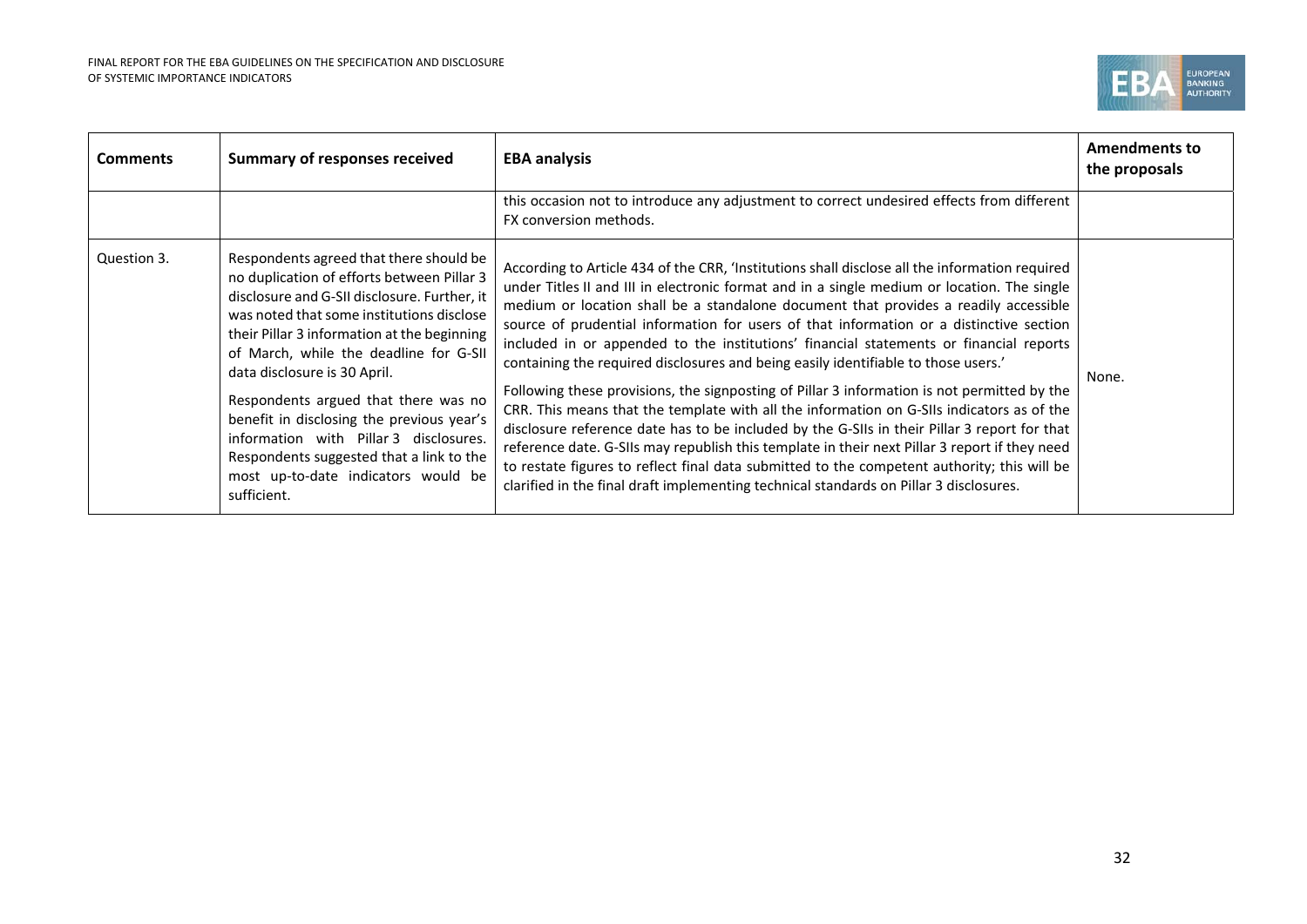| Comments | Summary of responses received | EBA analysis | Amendments to the proposals |
|---|---|---|---|
| | | this occasion not to introduce any adjustment to correct undesired effects from different FX conversion methods. | |
| Question 3. | Respondents agreed that there should be no duplication of efforts between Pillar 3 disclosure and G-SII disclosure. Further, it was noted that some institutions disclose their Pillar 3 information at the beginning of March, while the deadline for G-SII data disclosure is 30 April.<br><br>Respondents argued that there was no benefit in disclosing the previous year's information with Pillar 3 disclosures. Respondents suggested that a link to the most up-to-date indicators would be sufficient. | According to Article 434 of the CRR, 'Institutions shall disclose all the information required under Titles II and III in electronic format and in a single medium or location. The single medium or location shall be a standalone document that provides a readily accessible source of prudential information for users of that information or a distinctive section included in or appended to the institutions' financial statements or financial reports containing the required disclosures and being easily identifiable to those users.'<br><br>Following these provisions, the signposting of Pillar 3 information is not permitted by the CRR. This means that the template with all the information on G-SIIs indicators as of the disclosure reference date has to be included by the G-SIIs in their Pillar 3 report for that reference date. G-SIIs may republish this template in their next Pillar 3 report if they need to restate figures to reflect final data submitted to the competent authority; this will be clarified in the final draft implementing technical standards on Pillar 3 disclosures. | None. |